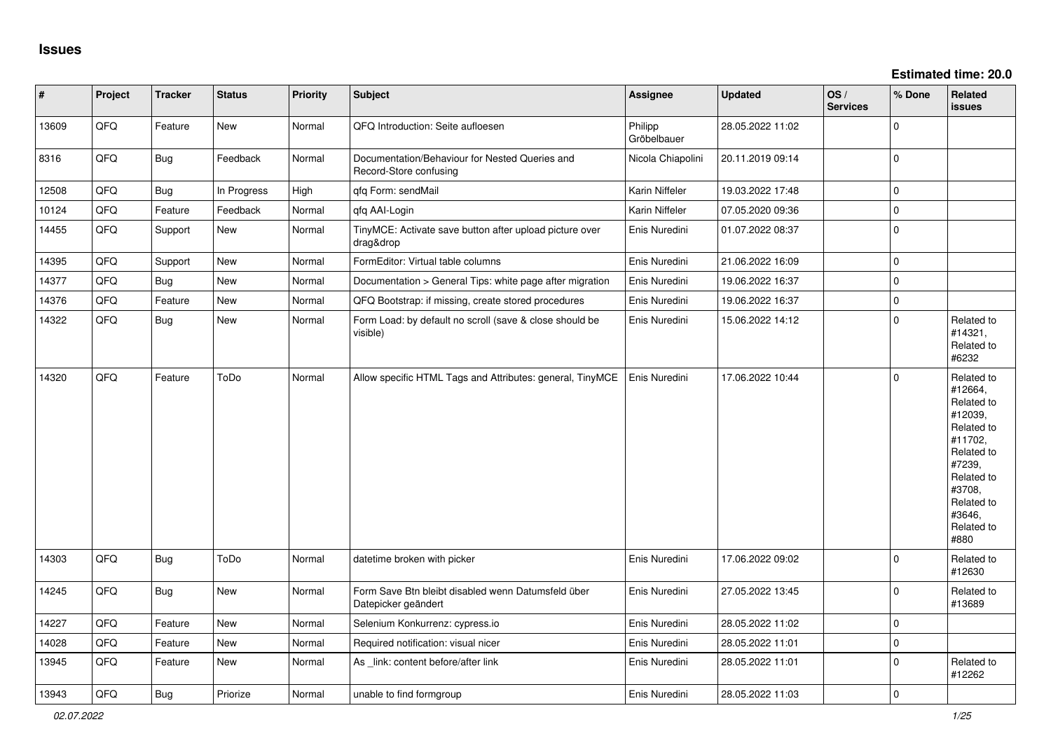# Issues

**Estimated time: 20.0**

| # | Project | Tracker | Status | Priority | Subject | Assignee | Updated | OS / Services | % Done | Related issues |
|---|---|---|---|---|---|---|---|---|---|---|
| 13609 | QFQ | Feature | New | Normal | QFQ Introduction: Seite aufloesen | Philipp Gröbelbauer | 28.05.2022 11:02 | | 0 | |
| 8316 | QFQ | Bug | Feedback | Normal | Documentation/Behaviour for Nested Queries and Record-Store confusing | Nicola Chiapolini | 20.11.2019 09:14 | | 0 | |
| 12508 | QFQ | Bug | In Progress | High | qfq Form: sendMail | Karin Niffeler | 19.03.2022 17:48 | | 0 | |
| 10124 | QFQ | Feature | Feedback | Normal | qfq AAI-Login | Karin Niffeler | 07.05.2020 09:36 | | 0 | |
| 14455 | QFQ | Support | New | Normal | TinyMCE: Activate save button after upload picture over drag&drop | Enis Nuredini | 01.07.2022 08:37 | | 0 | |
| 14395 | QFQ | Support | New | Normal | FormEditor: Virtual table columns | Enis Nuredini | 21.06.2022 16:09 | | 0 | |
| 14377 | QFQ | Bug | New | Normal | Documentation > General Tips: white page after migration | Enis Nuredini | 19.06.2022 16:37 | | 0 | |
| 14376 | QFQ | Feature | New | Normal | QFQ Bootstrap: if missing, create stored procedures | Enis Nuredini | 19.06.2022 16:37 | | 0 | |
| 14322 | QFQ | Bug | New | Normal | Form Load: by default no scroll (save & close should be visible) | Enis Nuredini | 15.06.2022 14:12 | | 0 | Related to #14321, Related to #6232 |
| 14320 | QFQ | Feature | ToDo | Normal | Allow specific HTML Tags and Attributes: general, TinyMCE | Enis Nuredini | 17.06.2022 10:44 | | 0 | Related to #12664, Related to #12039, Related to #11702, Related to #7239, Related to #3708, Related to #3646, Related to #880 |
| 14303 | QFQ | Bug | ToDo | Normal | datetime broken with picker | Enis Nuredini | 17.06.2022 09:02 | | 0 | Related to #12630 |
| 14245 | QFQ | Bug | New | Normal | Form Save Btn bleibt disabled wenn Datumsfeld über Datepicker geändert | Enis Nuredini | 27.05.2022 13:45 | | 0 | Related to #13689 |
| 14227 | QFQ | Feature | New | Normal | Selenium Konkurrenz: cypress.io | Enis Nuredini | 28.05.2022 11:02 | | 0 | |
| 14028 | QFQ | Feature | New | Normal | Required notification: visual nicer | Enis Nuredini | 28.05.2022 11:01 | | 0 | |
| 13945 | QFQ | Feature | New | Normal | As _link: content before/after link | Enis Nuredini | 28.05.2022 11:01 | | 0 | Related to #12262 |
| 13943 | QFQ | Bug | Priorize | Normal | unable to find formgroup | Enis Nuredini | 28.05.2022 11:03 | | 0 | |

*02.07.2022*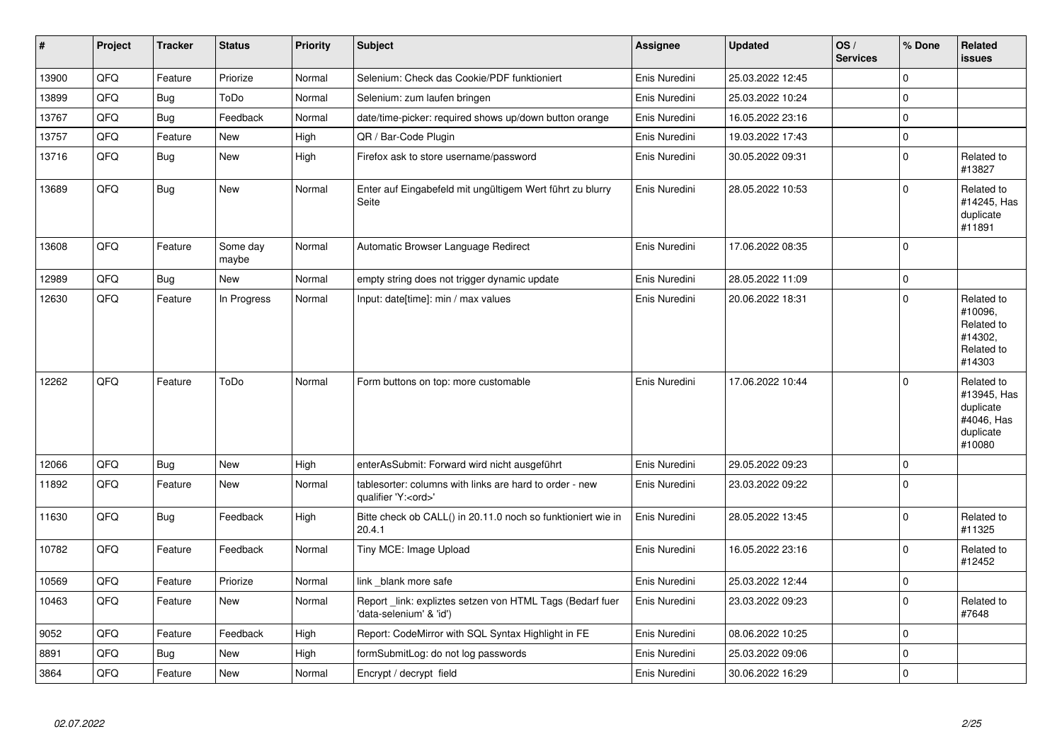| # | Project | Tracker | Status | Priority | Subject | Assignee | Updated | OS / Services | % Done | Related issues |
|---|---|---|---|---|---|---|---|---|---|---|
| 13900 | QFQ | Feature | Priorize | Normal | Selenium: Check das Cookie/PDF funktioniert | Enis Nuredini | 25.03.2022 12:45 | | 0 | |
| 13899 | QFQ | Bug | ToDo | Normal | Selenium: zum laufen bringen | Enis Nuredini | 25.03.2022 10:24 | | 0 | |
| 13767 | QFQ | Bug | Feedback | Normal | date/time-picker: required shows up/down button orange | Enis Nuredini | 16.05.2022 23:16 | | 0 | |
| 13757 | QFQ | Feature | New | High | QR / Bar-Code Plugin | Enis Nuredini | 19.03.2022 17:43 | | 0 | |
| 13716 | QFQ | Bug | New | High | Firefox ask to store username/password | Enis Nuredini | 30.05.2022 09:31 | | 0 | Related to #13827 |
| 13689 | QFQ | Bug | New | Normal | Enter auf Eingabefeld mit ungültigem Wert führt zu blurry Seite | Enis Nuredini | 28.05.2022 10:53 | | 0 | Related to #14245, Has duplicate #11891 |
| 13608 | QFQ | Feature | Some day maybe | Normal | Automatic Browser Language Redirect | Enis Nuredini | 17.06.2022 08:35 | | 0 | |
| 12989 | QFQ | Bug | New | Normal | empty string does not trigger dynamic update | Enis Nuredini | 28.05.2022 11:09 | | 0 | |
| 12630 | QFQ | Feature | In Progress | Normal | Input: date[time]: min / max values | Enis Nuredini | 20.06.2022 18:31 | | 0 | Related to #10096, Related to #14302, Related to #14303 |
| 12262 | QFQ | Feature | ToDo | Normal | Form buttons on top: more customable | Enis Nuredini | 17.06.2022 10:44 | | 0 | Related to #13945, Has duplicate #4046, Has duplicate #10080 |
| 12066 | QFQ | Bug | New | High | enterAsSubmit: Forward wird nicht ausgeführt | Enis Nuredini | 29.05.2022 09:23 | | 0 | |
| 11892 | QFQ | Feature | New | Normal | tablesorter: columns with links are hard to order - new qualifier 'Y:<ord>' | Enis Nuredini | 23.03.2022 09:22 | | 0 | |
| 11630 | QFQ | Bug | Feedback | High | Bitte check ob CALL() in 20.11.0 noch so funktioniert wie in 20.4.1 | Enis Nuredini | 28.05.2022 13:45 | | 0 | Related to #11325 |
| 10782 | QFQ | Feature | Feedback | Normal | Tiny MCE: Image Upload | Enis Nuredini | 16.05.2022 23:16 | | 0 | Related to #12452 |
| 10569 | QFQ | Feature | Priorize | Normal | link _blank more safe | Enis Nuredini | 25.03.2022 12:44 | | 0 | |
| 10463 | QFQ | Feature | New | Normal | Report _link: expliztes setzen von HTML Tags (Bedarf fuer 'data-selenium' & 'id') | Enis Nuredini | 23.03.2022 09:23 | | 0 | Related to #7648 |
| 9052 | QFQ | Feature | Feedback | High | Report: CodeMirror with SQL Syntax Highlight in FE | Enis Nuredini | 08.06.2022 10:25 | | 0 | |
| 8891 | QFQ | Bug | New | High | formSubmitLog: do not log passwords | Enis Nuredini | 25.03.2022 09:06 | | 0 | |
| 3864 | QFQ | Feature | New | Normal | Encrypt / decrypt field | Enis Nuredini | 30.06.2022 16:29 | | 0 | |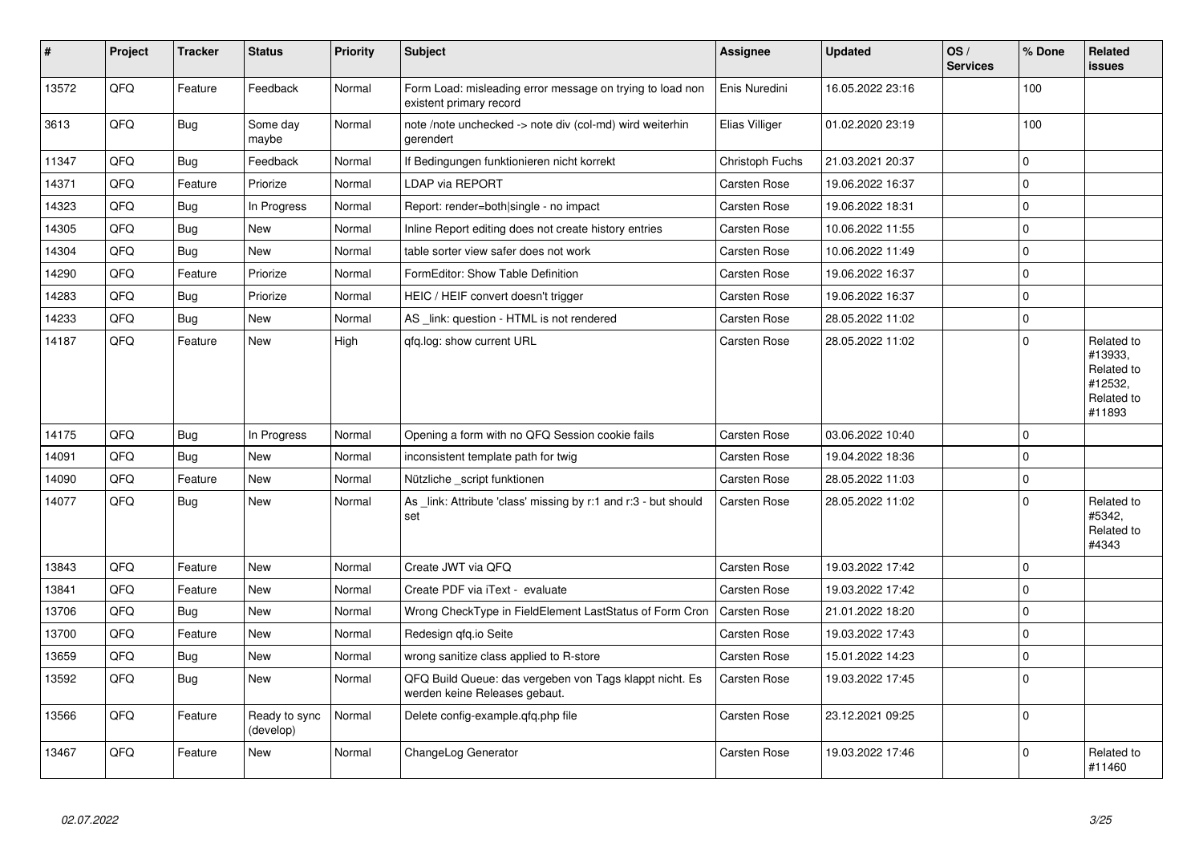| # | Project | Tracker | Status | Priority | Subject | Assignee | Updated | OS / Services | % Done | Related issues |
|---|---|---|---|---|---|---|---|---|---|---|
| 13572 | QFQ | Feature | Feedback | Normal | Form Load: misleading error message on trying to load non existent primary record | Enis Nuredini | 16.05.2022 23:16 | | 100 | |
| 3613 | QFQ | Bug | Some day maybe | Normal | note /note unchecked -> note div (col-md) wird weiterhin gerendert | Elias Villiger | 01.02.2020 23:19 | | 100 | |
| 11347 | QFQ | Bug | Feedback | Normal | If Bedingungen funktionieren nicht korrekt | Christoph Fuchs | 21.03.2021 20:37 | | 0 | |
| 14371 | QFQ | Feature | Priorize | Normal | LDAP via REPORT | Carsten Rose | 19.06.2022 16:37 | | 0 | |
| 14323 | QFQ | Bug | In Progress | Normal | Report: render=both|single - no impact | Carsten Rose | 19.06.2022 18:31 | | 0 | |
| 14305 | QFQ | Bug | New | Normal | Inline Report editing does not create history entries | Carsten Rose | 10.06.2022 11:55 | | 0 | |
| 14304 | QFQ | Bug | New | Normal | table sorter view safer does not work | Carsten Rose | 10.06.2022 11:49 | | 0 | |
| 14290 | QFQ | Feature | Priorize | Normal | FormEditor: Show Table Definition | Carsten Rose | 19.06.2022 16:37 | | 0 | |
| 14283 | QFQ | Bug | Priorize | Normal | HEIC / HEIF convert doesn't trigger | Carsten Rose | 19.06.2022 16:37 | | 0 | |
| 14233 | QFQ | Bug | New | Normal | AS _link: question - HTML is not rendered | Carsten Rose | 28.05.2022 11:02 | | 0 | |
| 14187 | QFQ | Feature | New | High | qfq.log: show current URL | Carsten Rose | 28.05.2022 11:02 | | 0 | Related to #13933, Related to #12532, Related to #11893 |
| 14175 | QFQ | Bug | In Progress | Normal | Opening a form with no QFQ Session cookie fails | Carsten Rose | 03.06.2022 10:40 | | 0 | |
| 14091 | QFQ | Bug | New | Normal | inconsistent template path for twig | Carsten Rose | 19.04.2022 18:36 | | 0 | |
| 14090 | QFQ | Feature | New | Normal | Nützliche _script funktionen | Carsten Rose | 28.05.2022 11:03 | | 0 | |
| 14077 | QFQ | Bug | New | Normal | As _link: Attribute 'class' missing by r:1 and r:3 - but should set | Carsten Rose | 28.05.2022 11:02 | | 0 | Related to #5342, Related to #4343 |
| 13843 | QFQ | Feature | New | Normal | Create JWT via QFQ | Carsten Rose | 19.03.2022 17:42 | | 0 | |
| 13841 | QFQ | Feature | New | Normal | Create PDF via iText - evaluate | Carsten Rose | 19.03.2022 17:42 | | 0 | |
| 13706 | QFQ | Bug | New | Normal | Wrong CheckType in FieldElement LastStatus of Form Cron | Carsten Rose | 21.01.2022 18:20 | | 0 | |
| 13700 | QFQ | Feature | New | Normal | Redesign qfq.io Seite | Carsten Rose | 19.03.2022 17:43 | | 0 | |
| 13659 | QFQ | Bug | New | Normal | wrong sanitize class applied to R-store | Carsten Rose | 15.01.2022 14:23 | | 0 | |
| 13592 | QFQ | Bug | New | Normal | QFQ Build Queue: das vergeben von Tags klappt nicht. Es werden keine Releases gebaut. | Carsten Rose | 19.03.2022 17:45 | | 0 | |
| 13566 | QFQ | Feature | Ready to sync (develop) | Normal | Delete config-example.qfq.php file | Carsten Rose | 23.12.2021 09:25 | | 0 | |
| 13467 | QFQ | Feature | New | Normal | ChangeLog Generator | Carsten Rose | 19.03.2022 17:46 | | 0 | Related to #11460 |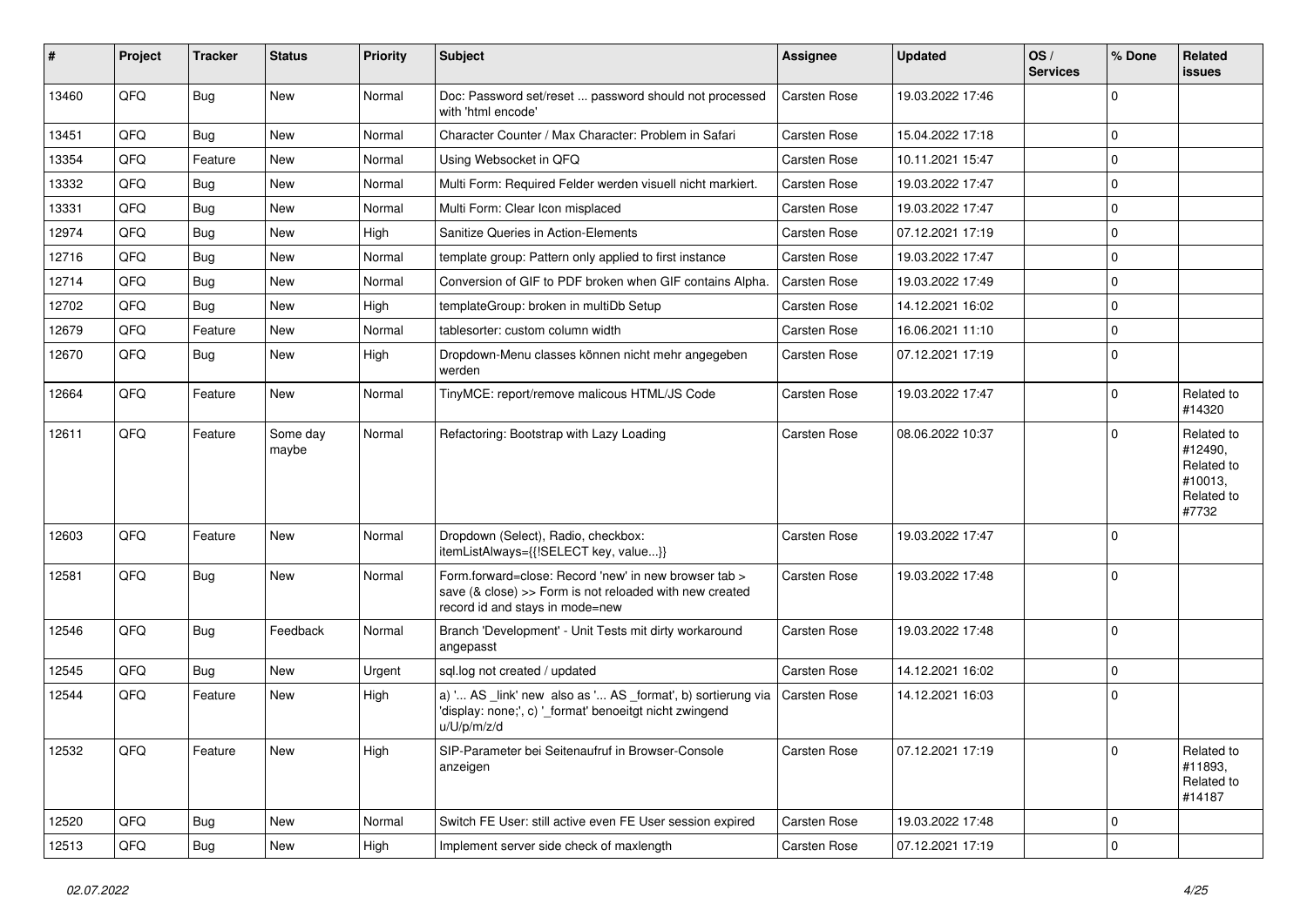| # | Project | Tracker | Status | Priority | Subject | Assignee | Updated | OS / Services | % Done | Related issues |
|---|---|---|---|---|---|---|---|---|---|---|
| 13460 | QFQ | Bug | New | Normal | Doc: Password set/reset ... password should not processed with 'html encode' | Carsten Rose | 19.03.2022 17:46 | | 0 | |
| 13451 | QFQ | Bug | New | Normal | Character Counter / Max Character: Problem in Safari | Carsten Rose | 15.04.2022 17:18 | | 0 | |
| 13354 | QFQ | Feature | New | Normal | Using Websocket in QFQ | Carsten Rose | 10.11.2021 15:47 | | 0 | |
| 13332 | QFQ | Bug | New | Normal | Multi Form: Required Felder werden visuell nicht markiert. | Carsten Rose | 19.03.2022 17:47 | | 0 | |
| 13331 | QFQ | Bug | New | Normal | Multi Form: Clear Icon misplaced | Carsten Rose | 19.03.2022 17:47 | | 0 | |
| 12974 | QFQ | Bug | New | High | Sanitize Queries in Action-Elements | Carsten Rose | 07.12.2021 17:19 | | 0 | |
| 12716 | QFQ | Bug | New | Normal | template group: Pattern only applied to first instance | Carsten Rose | 19.03.2022 17:47 | | 0 | |
| 12714 | QFQ | Bug | New | Normal | Conversion of GIF to PDF broken when GIF contains Alpha. | Carsten Rose | 19.03.2022 17:49 | | 0 | |
| 12702 | QFQ | Bug | New | High | templateGroup: broken in multiDb Setup | Carsten Rose | 14.12.2021 16:02 | | 0 | |
| 12679 | QFQ | Feature | New | Normal | tablesorter: custom column width | Carsten Rose | 16.06.2021 11:10 | | 0 | |
| 12670 | QFQ | Bug | New | High | Dropdown-Menu classes können nicht mehr angegeben werden | Carsten Rose | 07.12.2021 17:19 | | 0 | |
| 12664 | QFQ | Feature | New | Normal | TinyMCE: report/remove malicous HTML/JS Code | Carsten Rose | 19.03.2022 17:47 | | 0 | Related to #14320 |
| 12611 | QFQ | Feature | Some day maybe | Normal | Refactoring: Bootstrap with Lazy Loading | Carsten Rose | 08.06.2022 10:37 | | 0 | Related to #12490, Related to #10013, Related to #7732 |
| 12603 | QFQ | Feature | New | Normal | Dropdown (Select), Radio, checkbox: itemListAlways={{!SELECT key, value...}} | Carsten Rose | 19.03.2022 17:47 | | 0 | |
| 12581 | QFQ | Bug | New | Normal | Form.forward=close: Record 'new' in new browser tab > save (& close) >> Form is not reloaded with new created record id and stays in mode=new | Carsten Rose | 19.03.2022 17:48 | | 0 | |
| 12546 | QFQ | Bug | Feedback | Normal | Branch 'Development' - Unit Tests mit dirty workaround angepasst | Carsten Rose | 19.03.2022 17:48 | | 0 | |
| 12545 | QFQ | Bug | New | Urgent | sql.log not created / updated | Carsten Rose | 14.12.2021 16:02 | | 0 | |
| 12544 | QFQ | Feature | New | High | a) '... AS _link' new also as '... AS _format', b) sortierung via 'display: none;', c) '_format' benoeitgt nicht zwingend u/U/p/m/z/d | Carsten Rose | 14.12.2021 16:03 | | 0 | |
| 12532 | QFQ | Feature | New | High | SIP-Parameter bei Seitenaufruf in Browser-Console anzeigen | Carsten Rose | 07.12.2021 17:19 | | 0 | Related to #11893, Related to #14187 |
| 12520 | QFQ | Bug | New | Normal | Switch FE User: still active even FE User session expired | Carsten Rose | 19.03.2022 17:48 | | 0 | |
| 12513 | QFQ | Bug | New | High | Implement server side check of maxlength | Carsten Rose | 07.12.2021 17:19 | | 0 | |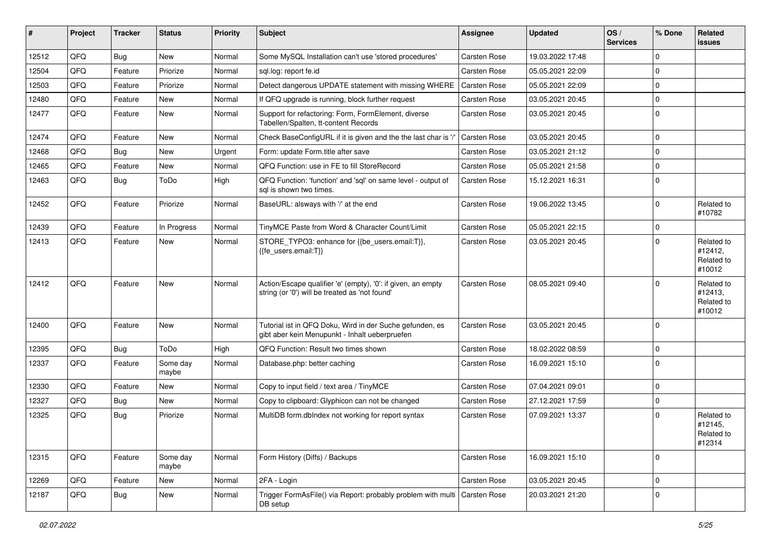| # | Project | Tracker | Status | Priority | Subject | Assignee | Updated | OS / Services | % Done | Related issues |
|---|---|---|---|---|---|---|---|---|---|---|
| 12512 | QFQ | Bug | New | Normal | Some MySQL Installation can't use 'stored procedures' | Carsten Rose | 19.03.2022 17:48 | | 0 | |
| 12504 | QFQ | Feature | Priorize | Normal | sql.log: report fe.id | Carsten Rose | 05.05.2021 22:09 | | 0 | |
| 12503 | QFQ | Feature | Priorize | Normal | Detect dangerous UPDATE statement with missing WHERE | Carsten Rose | 05.05.2021 22:09 | | 0 | |
| 12480 | QFQ | Feature | New | Normal | If QFQ upgrade is running, block further request | Carsten Rose | 03.05.2021 20:45 | | 0 | |
| 12477 | QFQ | Feature | New | Normal | Support for refactoring: Form, FormElement, diverse Tabellen/Spalten, tt-content Records | Carsten Rose | 03.05.2021 20:45 | | 0 | |
| 12474 | QFQ | Feature | New | Normal | Check BaseConfigURL if it is given and the the last char is '/' | Carsten Rose | 03.05.2021 20:45 | | 0 | |
| 12468 | QFQ | Bug | New | Urgent | Form: update Form.title after save | Carsten Rose | 03.05.2021 21:12 | | 0 | |
| 12465 | QFQ | Feature | New | Normal | QFQ Function: use in FE to fill StoreRecord | Carsten Rose | 05.05.2021 21:58 | | 0 | |
| 12463 | QFQ | Bug | ToDo | High | QFQ Function: 'function' and 'sql' on same level - output of sql is shown two times. | Carsten Rose | 15.12.2021 16:31 | | 0 | |
| 12452 | QFQ | Feature | Priorize | Normal | BaseURL: alsways with '/' at the end | Carsten Rose | 19.06.2022 13:45 | | 0 | Related to #10782 |
| 12439 | QFQ | Feature | In Progress | Normal | TinyMCE Paste from Word & Character Count/Limit | Carsten Rose | 05.05.2021 22:15 | | 0 | |
| 12413 | QFQ | Feature | New | Normal | STORE_TYPO3: enhance for {{be_users.email:T}}, {{fe_users.email:T}} | Carsten Rose | 03.05.2021 20:45 | | 0 | Related to #12412, Related to #10012 |
| 12412 | QFQ | Feature | New | Normal | Action/Escape qualifier 'e' (empty), '0': if given, an empty string (or '0') will be treated as 'not found' | Carsten Rose | 08.05.2021 09:40 | | 0 | Related to #12413, Related to #10012 |
| 12400 | QFQ | Feature | New | Normal | Tutorial ist in QFQ Doku, Wird in der Suche gefunden, es gibt aber kein Menupunkt - Inhalt ueberpruefen | Carsten Rose | 03.05.2021 20:45 | | 0 | |
| 12395 | QFQ | Bug | ToDo | High | QFQ Function: Result two times shown | Carsten Rose | 18.02.2022 08:59 | | 0 | |
| 12337 | QFQ | Feature | Some day maybe | Normal | Database.php: better caching | Carsten Rose | 16.09.2021 15:10 | | 0 | |
| 12330 | QFQ | Feature | New | Normal | Copy to input field / text area / TinyMCE | Carsten Rose | 07.04.2021 09:01 | | 0 | |
| 12327 | QFQ | Bug | New | Normal | Copy to clipboard: Glyphicon can not be changed | Carsten Rose | 27.12.2021 17:59 | | 0 | |
| 12325 | QFQ | Bug | Priorize | Normal | MultiDB form.dbIndex not working for report syntax | Carsten Rose | 07.09.2021 13:37 | | 0 | Related to #12145, Related to #12314 |
| 12315 | QFQ | Feature | Some day maybe | Normal | Form History (Diffs) / Backups | Carsten Rose | 16.09.2021 15:10 | | 0 | |
| 12269 | QFQ | Feature | New | Normal | 2FA - Login | Carsten Rose | 03.05.2021 20:45 | | 0 | |
| 12187 | QFQ | Bug | New | Normal | Trigger FormAsFile() via Report: probably problem with multi DB setup | Carsten Rose | 20.03.2021 21:20 | | 0 | |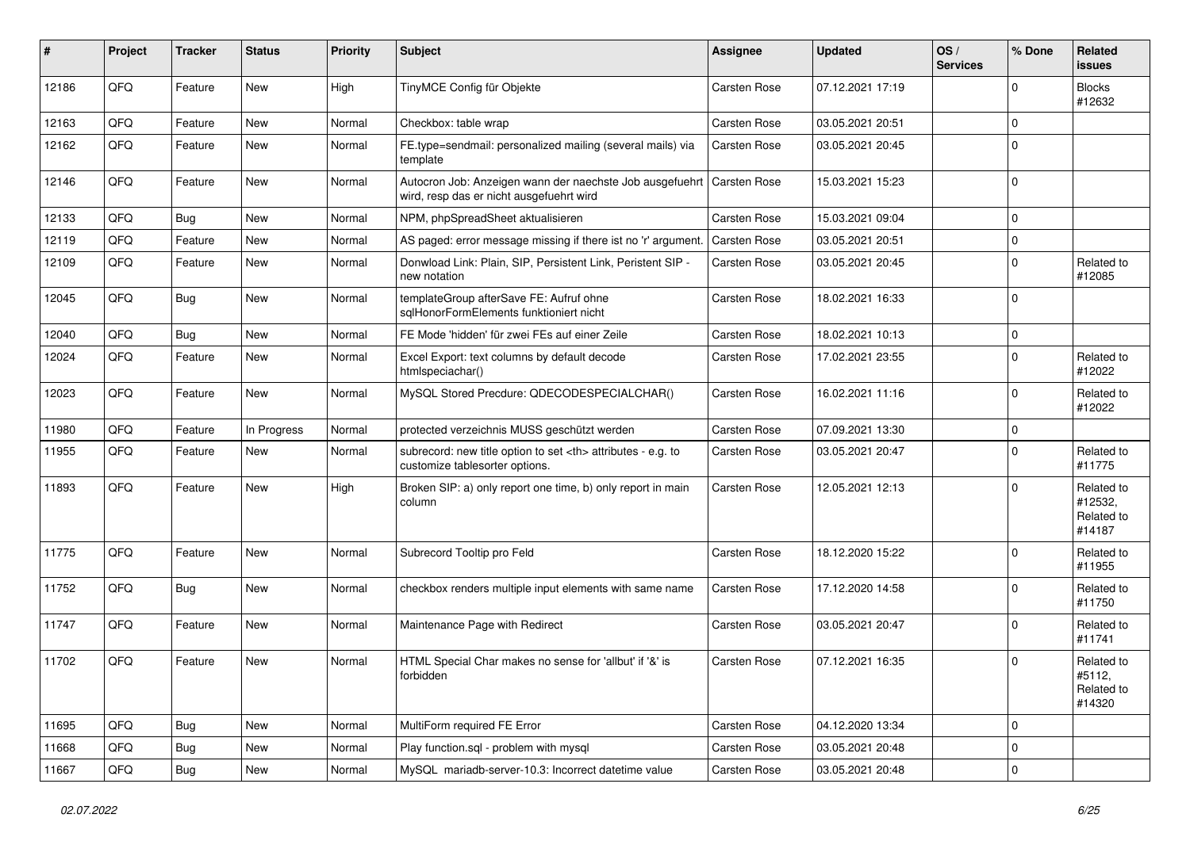| # | Project | Tracker | Status | Priority | Subject | Assignee | Updated | OS / Services | % Done | Related issues |
|---|---|---|---|---|---|---|---|---|---|---|
| 12186 | QFQ | Feature | New | High | TinyMCE Config für Objekte | Carsten Rose | 07.12.2021 17:19 | | 0 | Blocks #12632 |
| 12163 | QFQ | Feature | New | Normal | Checkbox: table wrap | Carsten Rose | 03.05.2021 20:51 | | 0 | |
| 12162 | QFQ | Feature | New | Normal | FE.type=sendmail: personalized mailing (several mails) via template | Carsten Rose | 03.05.2021 20:45 | | 0 | |
| 12146 | QFQ | Feature | New | Normal | Autocron Job: Anzeigen wann der naechste Job ausgefuehrt wird, resp das er nicht ausgefuehrt wird | Carsten Rose | 15.03.2021 15:23 | | 0 | |
| 12133 | QFQ | Bug | New | Normal | NPM, phpSpreadSheet aktualisieren | Carsten Rose | 15.03.2021 09:04 | | 0 | |
| 12119 | QFQ | Feature | New | Normal | AS paged: error message missing if there ist no 'r' argument. | Carsten Rose | 03.05.2021 20:51 | | 0 | |
| 12109 | QFQ | Feature | New | Normal | Donwload Link: Plain, SIP, Persistent Link, Peristent SIP - new notation | Carsten Rose | 03.05.2021 20:45 | | 0 | Related to #12085 |
| 12045 | QFQ | Bug | New | Normal | templateGroup afterSave FE: Aufruf ohne sqlHonorFormElements funktioniert nicht | Carsten Rose | 18.02.2021 16:33 | | 0 | |
| 12040 | QFQ | Bug | New | Normal | FE Mode 'hidden' für zwei FEs auf einer Zeile | Carsten Rose | 18.02.2021 10:13 | | 0 | |
| 12024 | QFQ | Feature | New | Normal | Excel Export: text columns by default decode htmlspeciachar() | Carsten Rose | 17.02.2021 23:55 | | 0 | Related to #12022 |
| 12023 | QFQ | Feature | New | Normal | MySQL Stored Precdure: QDECODESPECIALCHAR() | Carsten Rose | 16.02.2021 11:16 | | 0 | Related to #12022 |
| 11980 | QFQ | Feature | In Progress | Normal | protected verzeichnis MUSS geschützt werden | Carsten Rose | 07.09.2021 13:30 | | 0 | |
| 11955 | QFQ | Feature | New | Normal | subrecord: new title option to set <th> attributes - e.g. to customize tablesorter options. | Carsten Rose | 03.05.2021 20:47 | | 0 | Related to #11775 |
| 11893 | QFQ | Feature | New | High | Broken SIP: a) only report one time, b) only report in main column | Carsten Rose | 12.05.2021 12:13 | | 0 | Related to #12532, Related to #14187 |
| 11775 | QFQ | Feature | New | Normal | Subrecord Tooltip pro Feld | Carsten Rose | 18.12.2020 15:22 | | 0 | Related to #11955 |
| 11752 | QFQ | Bug | New | Normal | checkbox renders multiple input elements with same name | Carsten Rose | 17.12.2020 14:58 | | 0 | Related to #11750 |
| 11747 | QFQ | Feature | New | Normal | Maintenance Page with Redirect | Carsten Rose | 03.05.2021 20:47 | | 0 | Related to #11741 |
| 11702 | QFQ | Feature | New | Normal | HTML Special Char makes no sense for 'allbut' if '&' is forbidden | Carsten Rose | 07.12.2021 16:35 | | 0 | Related to #5112, Related to #14320 |
| 11695 | QFQ | Bug | New | Normal | MultiForm required FE Error | Carsten Rose | 04.12.2020 13:34 | | 0 | |
| 11668 | QFQ | Bug | New | Normal | Play function.sql - problem with mysql | Carsten Rose | 03.05.2021 20:48 | | 0 | |
| 11667 | QFQ | Bug | New | Normal | MySQL mariadb-server-10.3: Incorrect datetime value | Carsten Rose | 03.05.2021 20:48 | | 0 | |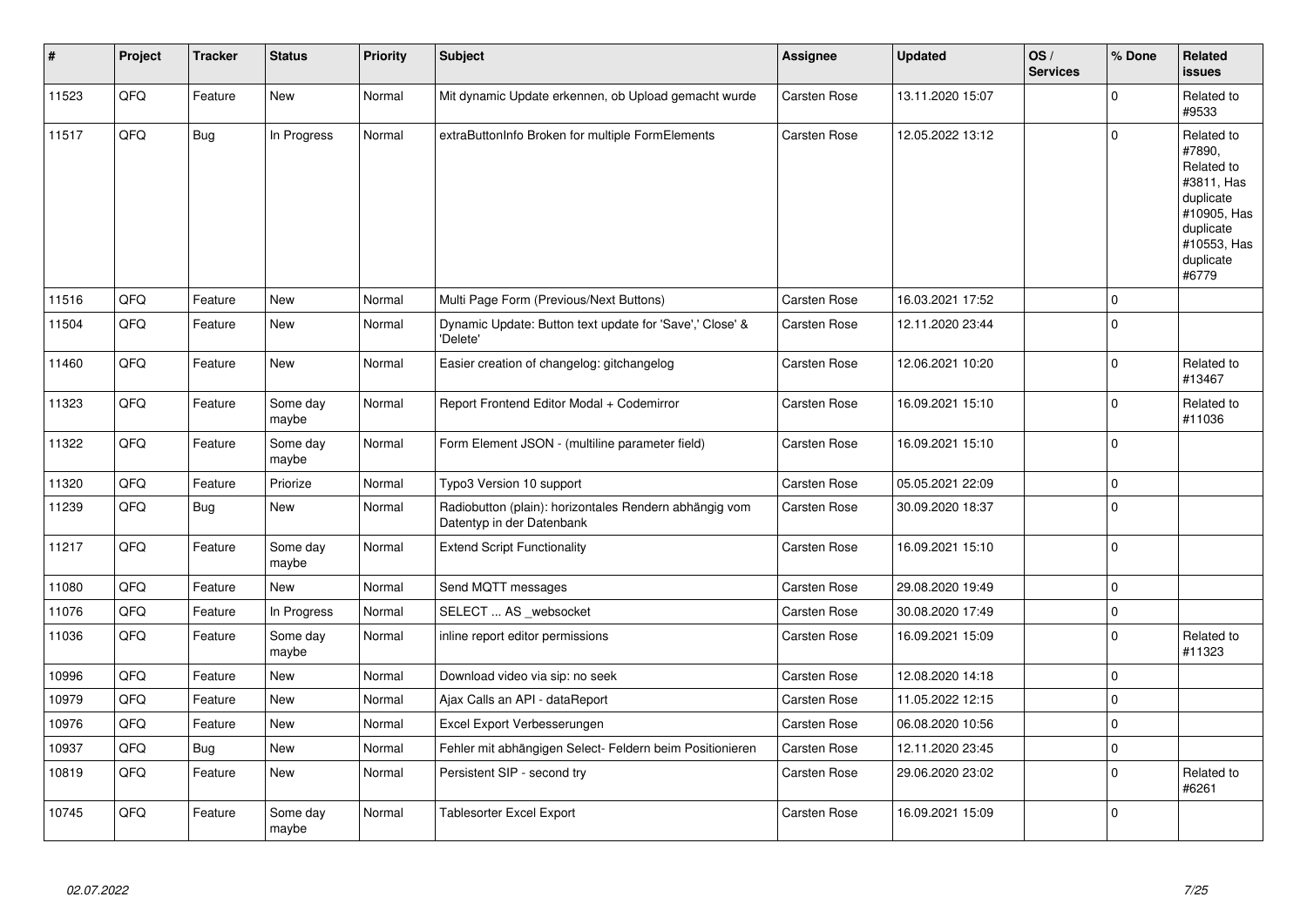| # | Project | Tracker | Status | Priority | Subject | Assignee | Updated | OS / Services | % Done | Related issues |
|---|---|---|---|---|---|---|---|---|---|---|
| 11523 | QFQ | Feature | New | Normal | Mit dynamic Update erkennen, ob Upload gemacht wurde | Carsten Rose | 13.11.2020 15:07 | | 0 | Related to #9533 |
| 11517 | QFQ | Bug | In Progress | Normal | extraButtonInfo Broken for multiple FormElements | Carsten Rose | 12.05.2022 13:12 | | 0 | Related to #7890, Related to #3811, Has duplicate #10905, Has duplicate #10553, Has duplicate #6779 |
| 11516 | QFQ | Feature | New | Normal | Multi Page Form (Previous/Next Buttons) | Carsten Rose | 16.03.2021 17:52 | | 0 | |
| 11504 | QFQ | Feature | New | Normal | Dynamic Update: Button text update for 'Save',' Close' & 'Delete' | Carsten Rose | 12.11.2020 23:44 | | 0 | |
| 11460 | QFQ | Feature | New | Normal | Easier creation of changelog: gitchangelog | Carsten Rose | 12.06.2021 10:20 | | 0 | Related to #13467 |
| 11323 | QFQ | Feature | Some day maybe | Normal | Report Frontend Editor Modal + Codemirror | Carsten Rose | 16.09.2021 15:10 | | 0 | Related to #11036 |
| 11322 | QFQ | Feature | Some day maybe | Normal | Form Element JSON - (multiline parameter field) | Carsten Rose | 16.09.2021 15:10 | | 0 | |
| 11320 | QFQ | Feature | Priorize | Normal | Typo3 Version 10 support | Carsten Rose | 05.05.2021 22:09 | | 0 | |
| 11239 | QFQ | Bug | New | Normal | Radiobutton (plain): horizontales Rendern abhängig vom Datentyp in der Datenbank | Carsten Rose | 30.09.2020 18:37 | | 0 | |
| 11217 | QFQ | Feature | Some day maybe | Normal | Extend Script Functionality | Carsten Rose | 16.09.2021 15:10 | | 0 | |
| 11080 | QFQ | Feature | New | Normal | Send MQTT messages | Carsten Rose | 29.08.2020 19:49 | | 0 | |
| 11076 | QFQ | Feature | In Progress | Normal | SELECT ... AS _websocket | Carsten Rose | 30.08.2020 17:49 | | 0 | |
| 11036 | QFQ | Feature | Some day maybe | Normal | inline report editor permissions | Carsten Rose | 16.09.2021 15:09 | | 0 | Related to #11323 |
| 10996 | QFQ | Feature | New | Normal | Download video via sip: no seek | Carsten Rose | 12.08.2020 14:18 | | 0 | |
| 10979 | QFQ | Feature | New | Normal | Ajax Calls an API - dataReport | Carsten Rose | 11.05.2022 12:15 | | 0 | |
| 10976 | QFQ | Feature | New | Normal | Excel Export Verbesserungen | Carsten Rose | 06.08.2020 10:56 | | 0 | |
| 10937 | QFQ | Bug | New | Normal | Fehler mit abhängigen Select- Feldern beim Positionieren | Carsten Rose | 12.11.2020 23:45 | | 0 | |
| 10819 | QFQ | Feature | New | Normal | Persistent SIP - second try | Carsten Rose | 29.06.2020 23:02 | | 0 | Related to #6261 |
| 10745 | QFQ | Feature | Some day maybe | Normal | Tablesorter Excel Export | Carsten Rose | 16.09.2021 15:09 | | 0 | |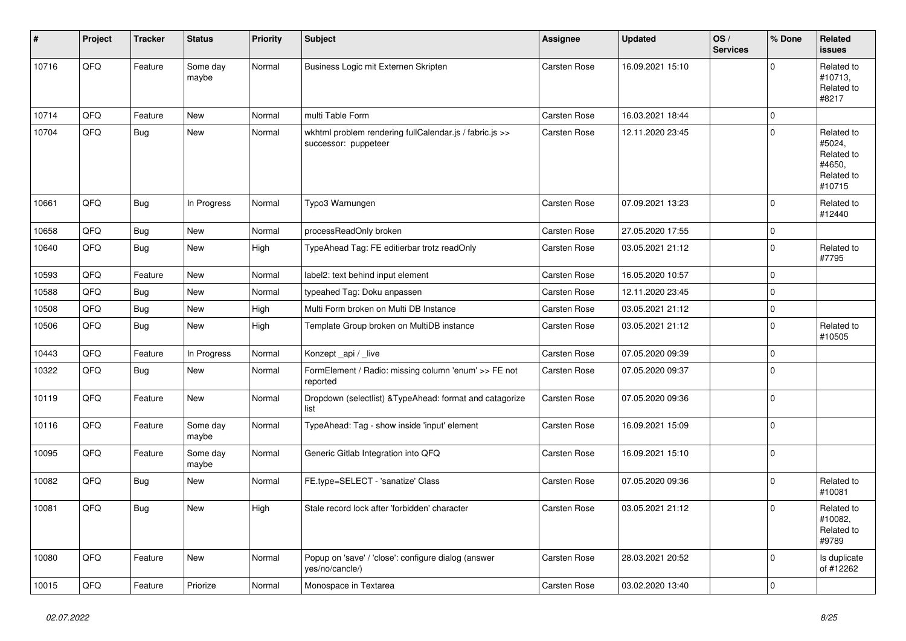| # | Project | Tracker | Status | Priority | Subject | Assignee | Updated | OS / Services | % Done | Related issues |
|---|---|---|---|---|---|---|---|---|---|---|
| 10716 | QFQ | Feature | Some day maybe | Normal | Business Logic mit Externen Skripten | Carsten Rose | 16.09.2021 15:10 | | 0 | Related to #10713, Related to #8217 |
| 10714 | QFQ | Feature | New | Normal | multi Table Form | Carsten Rose | 16.03.2021 18:44 | | 0 | |
| 10704 | QFQ | Bug | New | Normal | wkhtml problem rendering fullCalendar.js / fabric.js >> successor: puppeteer | Carsten Rose | 12.11.2020 23:45 | | 0 | Related to #5024, Related to #4650, Related to #10715 |
| 10661 | QFQ | Bug | In Progress | Normal | Typo3 Warnungen | Carsten Rose | 07.09.2021 13:23 | | 0 | Related to #12440 |
| 10658 | QFQ | Bug | New | Normal | processReadOnly broken | Carsten Rose | 27.05.2020 17:55 | | 0 | |
| 10640 | QFQ | Bug | New | High | TypeAhead Tag: FE editierbar trotz readOnly | Carsten Rose | 03.05.2021 21:12 | | 0 | Related to #7795 |
| 10593 | QFQ | Feature | New | Normal | label2: text behind input element | Carsten Rose | 16.05.2020 10:57 | | 0 | |
| 10588 | QFQ | Bug | New | Normal | typeahed Tag: Doku anpassen | Carsten Rose | 12.11.2020 23:45 | | 0 | |
| 10508 | QFQ | Bug | New | High | Multi Form broken on Multi DB Instance | Carsten Rose | 03.05.2021 21:12 | | 0 | |
| 10506 | QFQ | Bug | New | High | Template Group broken on MultiDB instance | Carsten Rose | 03.05.2021 21:12 | | 0 | Related to #10505 |
| 10443 | QFQ | Feature | In Progress | Normal | Konzept _api / _live | Carsten Rose | 07.05.2020 09:39 | | 0 | |
| 10322 | QFQ | Bug | New | Normal | FormElement / Radio: missing column 'enum' >> FE not reported | Carsten Rose | 07.05.2020 09:37 | | 0 | |
| 10119 | QFQ | Feature | New | Normal | Dropdown (selectlist) &TypeAhead: format and catagorize list | Carsten Rose | 07.05.2020 09:36 | | 0 | |
| 10116 | QFQ | Feature | Some day maybe | Normal | TypeAhead: Tag - show inside 'input' element | Carsten Rose | 16.09.2021 15:09 | | 0 | |
| 10095 | QFQ | Feature | Some day maybe | Normal | Generic Gitlab Integration into QFQ | Carsten Rose | 16.09.2021 15:10 | | 0 | |
| 10082 | QFQ | Bug | New | Normal | FE.type=SELECT - 'sanatize' Class | Carsten Rose | 07.05.2020 09:36 | | 0 | Related to #10081 |
| 10081 | QFQ | Bug | New | High | Stale record lock after 'forbidden' character | Carsten Rose | 03.05.2021 21:12 | | 0 | Related to #10082, Related to #9789 |
| 10080 | QFQ | Feature | New | Normal | Popup on 'save' / 'close': configure dialog (answer yes/no/cancle/) | Carsten Rose | 28.03.2021 20:52 | | 0 | Is duplicate of #12262 |
| 10015 | QFQ | Feature | Priorize | Normal | Monospace in Textarea | Carsten Rose | 03.02.2020 13:40 | | 0 | |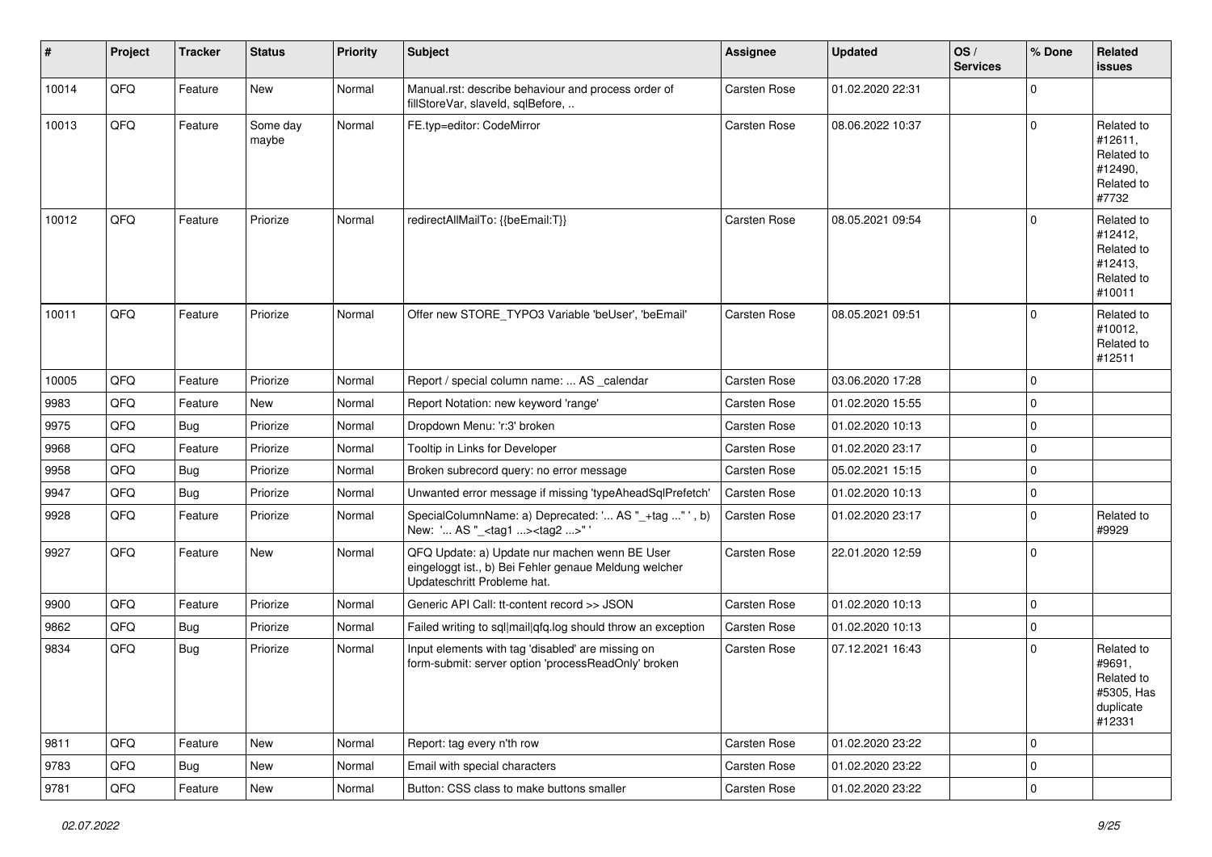| # | Project | Tracker | Status | Priority | Subject | Assignee | Updated | OS / Services | % Done | Related issues |
|---|---|---|---|---|---|---|---|---|---|---|
| 10014 | QFQ | Feature | New | Normal | Manual.rst: describe behaviour and process order of fillStoreVar, slaveId, sqlBefore, .. | Carsten Rose | 01.02.2020 22:31 | | 0 | |
| 10013 | QFQ | Feature | Some day maybe | Normal | FE.typ=editor: CodeMirror | Carsten Rose | 08.06.2022 10:37 | | 0 | Related to #12611, Related to #12490, Related to #7732 |
| 10012 | QFQ | Feature | Priorize | Normal | redirectAllMailTo: {{beEmail:T}} | Carsten Rose | 08.05.2021 09:54 | | 0 | Related to #12412, Related to #12413, Related to #10011 |
| 10011 | QFQ | Feature | Priorize | Normal | Offer new STORE_TYPO3 Variable 'beUser', 'beEmail' | Carsten Rose | 08.05.2021 09:51 | | 0 | Related to #10012, Related to #12511 |
| 10005 | QFQ | Feature | Priorize | Normal | Report / special column name: ... AS _calendar | Carsten Rose | 03.06.2020 17:28 | | 0 | |
| 9983 | QFQ | Feature | New | Normal | Report Notation: new keyword 'range' | Carsten Rose | 01.02.2020 15:55 | | 0 | |
| 9975 | QFQ | Bug | Priorize | Normal | Dropdown Menu: 'r:3' broken | Carsten Rose | 01.02.2020 10:13 | | 0 | |
| 9968 | QFQ | Feature | Priorize | Normal | Tooltip in Links for Developer | Carsten Rose | 01.02.2020 23:17 | | 0 | |
| 9958 | QFQ | Bug | Priorize | Normal | Broken subrecord query: no error message | Carsten Rose | 05.02.2021 15:15 | | 0 | |
| 9947 | QFQ | Bug | Priorize | Normal | Unwanted error message if missing 'typeAheadSqlPrefetch' | Carsten Rose | 01.02.2020 10:13 | | 0 | |
| 9928 | QFQ | Feature | Priorize | Normal | SpecialColumnName: a) Deprecated: '... AS "_+tag ..." ', b) New: '... AS "_<tag1 ...><tag2 ...>" ' | Carsten Rose | 01.02.2020 23:17 | | 0 | Related to #9929 |
| 9927 | QFQ | Feature | New | Normal | QFQ Update: a) Update nur machen wenn BE User eingeloggt ist., b) Bei Fehler genaue Meldung welcher Updateschritt Probleme hat. | Carsten Rose | 22.01.2020 12:59 | | 0 | |
| 9900 | QFQ | Feature | Priorize | Normal | Generic API Call: tt-content record >> JSON | Carsten Rose | 01.02.2020 10:13 | | 0 | |
| 9862 | QFQ | Bug | Priorize | Normal | Failed writing to sql\|mail\|qfq.log should throw an exception | Carsten Rose | 01.02.2020 10:13 | | 0 | |
| 9834 | QFQ | Bug | Priorize | Normal | Input elements with tag 'disabled' are missing on form-submit: server option 'processReadOnly' broken | Carsten Rose | 07.12.2021 16:43 | | 0 | Related to #9691, Related to #5305, Has duplicate #12331 |
| 9811 | QFQ | Feature | New | Normal | Report: tag every n'th row | Carsten Rose | 01.02.2020 23:22 | | 0 | |
| 9783 | QFQ | Bug | New | Normal | Email with special characters | Carsten Rose | 01.02.2020 23:22 | | 0 | |
| 9781 | QFQ | Feature | New | Normal | Button: CSS class to make buttons smaller | Carsten Rose | 01.02.2020 23:22 | | 0 | |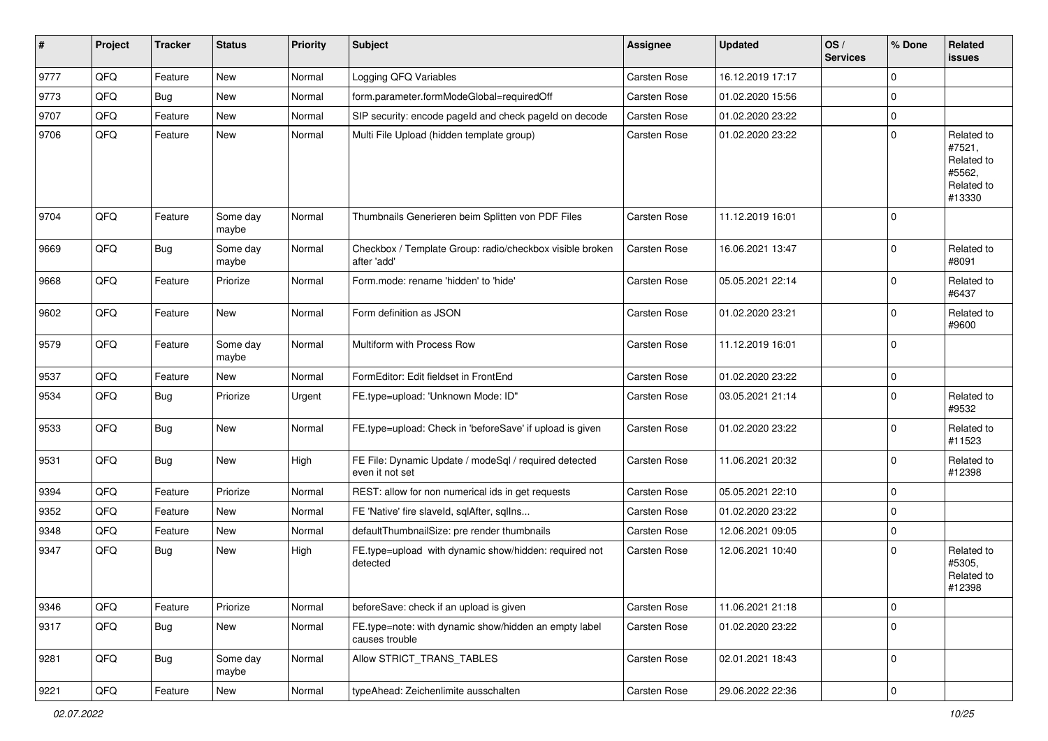| # | Project | Tracker | Status | Priority | Subject | Assignee | Updated | OS / Services | % Done | Related issues |
|---|---|---|---|---|---|---|---|---|---|---|
| 9777 | QFQ | Feature | New | Normal | Logging QFQ Variables | Carsten Rose | 16.12.2019 17:17 | | 0 | |
| 9773 | QFQ | Bug | New | Normal | form.parameter.formModeGlobal=requiredOff | Carsten Rose | 01.02.2020 15:56 | | 0 | |
| 9707 | QFQ | Feature | New | Normal | SIP security: encode pageId and check pageId on decode | Carsten Rose | 01.02.2020 23:22 | | 0 | |
| 9706 | QFQ | Feature | New | Normal | Multi File Upload (hidden template group) | Carsten Rose | 01.02.2020 23:22 | | 0 | Related to #7521, Related to #5562, Related to #13330 |
| 9704 | QFQ | Feature | Some day maybe | Normal | Thumbnails Generieren beim Splitten von PDF Files | Carsten Rose | 11.12.2019 16:01 | | 0 | |
| 9669 | QFQ | Bug | Some day maybe | Normal | Checkbox / Template Group: radio/checkbox visible broken after 'add' | Carsten Rose | 16.06.2021 13:47 | | 0 | Related to #8091 |
| 9668 | QFQ | Feature | Priorize | Normal | Form.mode: rename 'hidden' to 'hide' | Carsten Rose | 05.05.2021 22:14 | | 0 | Related to #6437 |
| 9602 | QFQ | Feature | New | Normal | Form definition as JSON | Carsten Rose | 01.02.2020 23:21 | | 0 | Related to #9600 |
| 9579 | QFQ | Feature | Some day maybe | Normal | Multiform with Process Row | Carsten Rose | 11.12.2019 16:01 | | 0 | |
| 9537 | QFQ | Feature | New | Normal | FormEditor: Edit fieldset in FrontEnd | Carsten Rose | 01.02.2020 23:22 | | 0 | |
| 9534 | QFQ | Bug | Priorize | Urgent | FE.type=upload: 'Unknown Mode: ID" | Carsten Rose | 03.05.2021 21:14 | | 0 | Related to #9532 |
| 9533 | QFQ | Bug | New | Normal | FE.type=upload: Check in 'beforeSave' if upload is given | Carsten Rose | 01.02.2020 23:22 | | 0 | Related to #11523 |
| 9531 | QFQ | Bug | New | High | FE File: Dynamic Update / modeSql / required detected even it not set | Carsten Rose | 11.06.2021 20:32 | | 0 | Related to #12398 |
| 9394 | QFQ | Feature | Priorize | Normal | REST: allow for non numerical ids in get requests | Carsten Rose | 05.05.2021 22:10 | | 0 | |
| 9352 | QFQ | Feature | New | Normal | FE 'Native' fire slaveId, sqlAfter, sqlIns... | Carsten Rose | 01.02.2020 23:22 | | 0 | |
| 9348 | QFQ | Feature | New | Normal | defaultThumbnailSize: pre render thumbnails | Carsten Rose | 12.06.2021 09:05 | | 0 | |
| 9347 | QFQ | Bug | New | High | FE.type=upload with dynamic show/hidden: required not detected | Carsten Rose | 12.06.2021 10:40 | | 0 | Related to #5305, Related to #12398 |
| 9346 | QFQ | Feature | Priorize | Normal | beforeSave: check if an upload is given | Carsten Rose | 11.06.2021 21:18 | | 0 | |
| 9317 | QFQ | Bug | New | Normal | FE.type=note: with dynamic show/hidden an empty label causes trouble | Carsten Rose | 01.02.2020 23:22 | | 0 | |
| 9281 | QFQ | Bug | Some day maybe | Normal | Allow STRICT_TRANS_TABLES | Carsten Rose | 02.01.2021 18:43 | | 0 | |
| 9221 | QFQ | Feature | New | Normal | typeAhead: Zeichenlimite ausschalten | Carsten Rose | 29.06.2022 22:36 | | 0 | |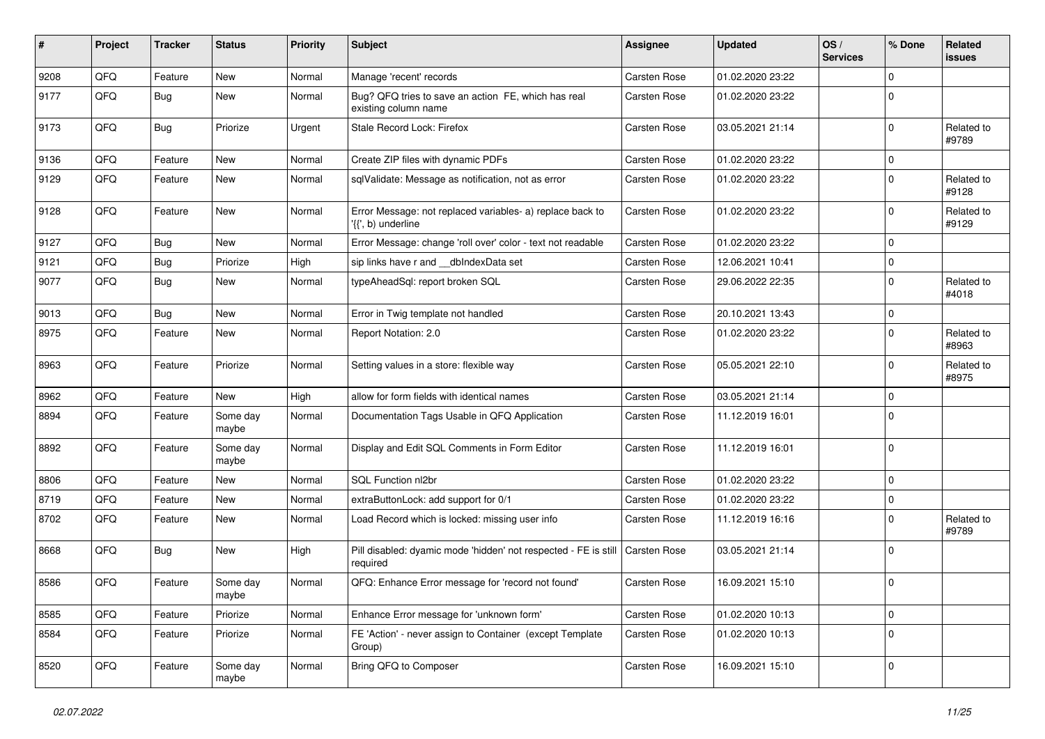| # | Project | Tracker | Status | Priority | Subject | Assignee | Updated | OS / Services | % Done | Related issues |
|---|---|---|---|---|---|---|---|---|---|---|
| 9208 | QFQ | Feature | New | Normal | Manage 'recent' records | Carsten Rose | 01.02.2020 23:22 | | 0 | |
| 9177 | QFQ | Bug | New | Normal | Bug? QFQ tries to save an action FE, which has real existing column name | Carsten Rose | 01.02.2020 23:22 | | 0 | |
| 9173 | QFQ | Bug | Priorize | Urgent | Stale Record Lock: Firefox | Carsten Rose | 03.05.2021 21:14 | | 0 | Related to #9789 |
| 9136 | QFQ | Feature | New | Normal | Create ZIP files with dynamic PDFs | Carsten Rose | 01.02.2020 23:22 | | 0 | |
| 9129 | QFQ | Feature | New | Normal | sqlValidate: Message as notification, not as error | Carsten Rose | 01.02.2020 23:22 | | 0 | Related to #9128 |
| 9128 | QFQ | Feature | New | Normal | Error Message: not replaced variables- a) replace back to '{{', b) underline | Carsten Rose | 01.02.2020 23:22 | | 0 | Related to #9129 |
| 9127 | QFQ | Bug | New | Normal | Error Message: change 'roll over' color - text not readable | Carsten Rose | 01.02.2020 23:22 | | 0 | |
| 9121 | QFQ | Bug | Priorize | High | sip links have r and __dbIndexData set | Carsten Rose | 12.06.2021 10:41 | | 0 | |
| 9077 | QFQ | Bug | New | Normal | typeAheadSql: report broken SQL | Carsten Rose | 29.06.2022 22:35 | | 0 | Related to #4018 |
| 9013 | QFQ | Bug | New | Normal | Error in Twig template not handled | Carsten Rose | 20.10.2021 13:43 | | 0 | |
| 8975 | QFQ | Feature | New | Normal | Report Notation: 2.0 | Carsten Rose | 01.02.2020 23:22 | | 0 | Related to #8963 |
| 8963 | QFQ | Feature | Priorize | Normal | Setting values in a store: flexible way | Carsten Rose | 05.05.2021 22:10 | | 0 | Related to #8975 |
| 8962 | QFQ | Feature | New | High | allow for form fields with identical names | Carsten Rose | 03.05.2021 21:14 | | 0 | |
| 8894 | QFQ | Feature | Some day maybe | Normal | Documentation Tags Usable in QFQ Application | Carsten Rose | 11.12.2019 16:01 | | 0 | |
| 8892 | QFQ | Feature | Some day maybe | Normal | Display and Edit SQL Comments in Form Editor | Carsten Rose | 11.12.2019 16:01 | | 0 | |
| 8806 | QFQ | Feature | New | Normal | SQL Function nl2br | Carsten Rose | 01.02.2020 23:22 | | 0 | |
| 8719 | QFQ | Feature | New | Normal | extraButtonLock: add support for 0/1 | Carsten Rose | 01.02.2020 23:22 | | 0 | |
| 8702 | QFQ | Feature | New | Normal | Load Record which is locked: missing user info | Carsten Rose | 11.12.2019 16:16 | | 0 | Related to #9789 |
| 8668 | QFQ | Bug | New | High | Pill disabled: dyamic mode 'hidden' not respected - FE is still required | Carsten Rose | 03.05.2021 21:14 | | 0 | |
| 8586 | QFQ | Feature | Some day maybe | Normal | QFQ: Enhance Error message for 'record not found' | Carsten Rose | 16.09.2021 15:10 | | 0 | |
| 8585 | QFQ | Feature | Priorize | Normal | Enhance Error message for 'unknown form' | Carsten Rose | 01.02.2020 10:13 | | 0 | |
| 8584 | QFQ | Feature | Priorize | Normal | FE 'Action' - never assign to Container (except Template Group) | Carsten Rose | 01.02.2020 10:13 | | 0 | |
| 8520 | QFQ | Feature | Some day maybe | Normal | Bring QFQ to Composer | Carsten Rose | 16.09.2021 15:10 | | 0 | |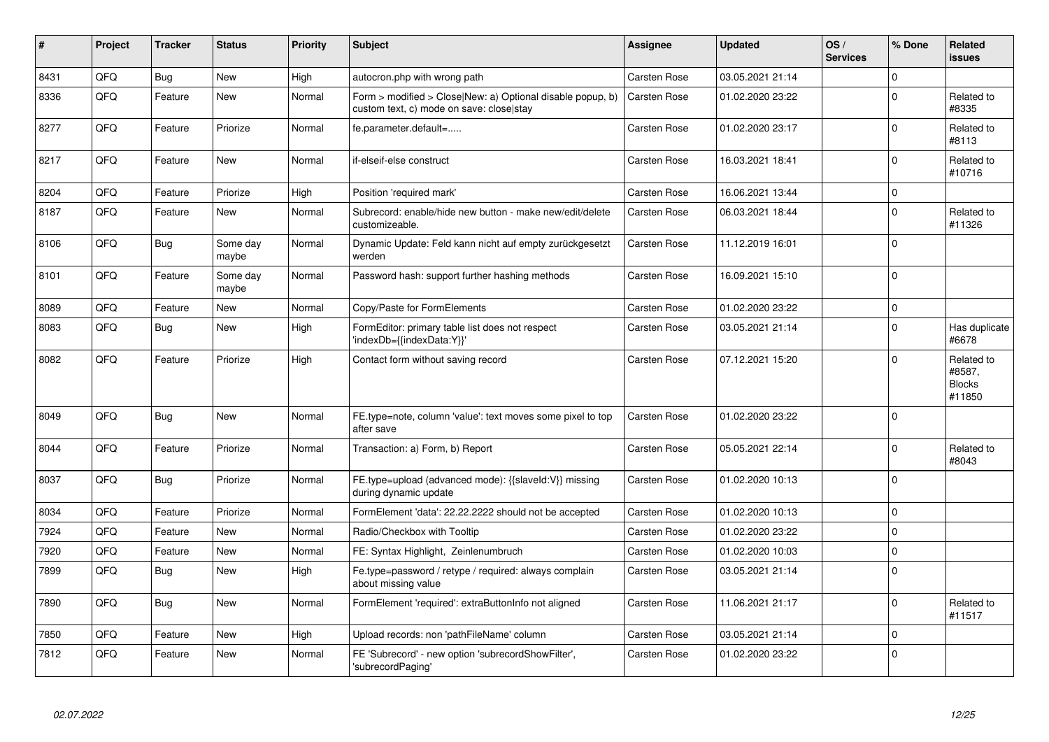| # | Project | Tracker | Status | Priority | Subject | Assignee | Updated | OS / Services | % Done | Related issues |
|---|---|---|---|---|---|---|---|---|---|---|
| 8431 | QFQ | Bug | New | High | autocron.php with wrong path | Carsten Rose | 03.05.2021 21:14 | | 0 | |
| 8336 | QFQ | Feature | New | Normal | Form > modified > Close\|New: a) Optional disable popup, b) custom text, c) mode on save: close\|stay | Carsten Rose | 01.02.2020 23:22 | | 0 | Related to #8335 |
| 8277 | QFQ | Feature | Priorize | Normal | fe.parameter.default=..... | Carsten Rose | 01.02.2020 23:17 | | 0 | Related to #8113 |
| 8217 | QFQ | Feature | New | Normal | if-elseif-else construct | Carsten Rose | 16.03.2021 18:41 | | 0 | Related to #10716 |
| 8204 | QFQ | Feature | Priorize | High | Position 'required mark' | Carsten Rose | 16.06.2021 13:44 | | 0 | |
| 8187 | QFQ | Feature | New | Normal | Subrecord: enable/hide new button - make new/edit/delete customizeable. | Carsten Rose | 06.03.2021 18:44 | | 0 | Related to #11326 |
| 8106 | QFQ | Bug | Some day maybe | Normal | Dynamic Update: Feld kann nicht auf empty zurückgesetzt werden | Carsten Rose | 11.12.2019 16:01 | | 0 | |
| 8101 | QFQ | Feature | Some day maybe | Normal | Password hash: support further hashing methods | Carsten Rose | 16.09.2021 15:10 | | 0 | |
| 8089 | QFQ | Feature | New | Normal | Copy/Paste for FormElements | Carsten Rose | 01.02.2020 23:22 | | 0 | |
| 8083 | QFQ | Bug | New | High | FormEditor: primary table list does not respect 'indexDb={{indexData:Y}}' | Carsten Rose | 03.05.2021 21:14 | | 0 | Has duplicate #6678 |
| 8082 | QFQ | Feature | Priorize | High | Contact form without saving record | Carsten Rose | 07.12.2021 15:20 | | 0 | Related to #8587, Blocks #11850 |
| 8049 | QFQ | Bug | New | Normal | FE.type=note, column 'value': text moves some pixel to top after save | Carsten Rose | 01.02.2020 23:22 | | 0 | |
| 8044 | QFQ | Feature | Priorize | Normal | Transaction: a) Form, b) Report | Carsten Rose | 05.05.2021 22:14 | | 0 | Related to #8043 |
| 8037 | QFQ | Bug | Priorize | Normal | FE.type=upload (advanced mode): {{slaveId:V}} missing during dynamic update | Carsten Rose | 01.02.2020 10:13 | | 0 | |
| 8034 | QFQ | Feature | Priorize | Normal | FormElement 'data': 22.22.2222 should not be accepted | Carsten Rose | 01.02.2020 10:13 | | 0 | |
| 7924 | QFQ | Feature | New | Normal | Radio/Checkbox with Tooltip | Carsten Rose | 01.02.2020 23:22 | | 0 | |
| 7920 | QFQ | Feature | New | Normal | FE: Syntax Highlight, Zeilenumbruch | Carsten Rose | 01.02.2020 10:03 | | 0 | |
| 7899 | QFQ | Bug | New | High | Fe.type=password / retype / required: always complain about missing value | Carsten Rose | 03.05.2021 21:14 | | 0 | |
| 7890 | QFQ | Bug | New | Normal | FormElement 'required': extraButtonInfo not aligned | Carsten Rose | 11.06.2021 21:17 | | 0 | Related to #11517 |
| 7850 | QFQ | Feature | New | High | Upload records: non 'pathFileName' column | Carsten Rose | 03.05.2021 21:14 | | 0 | |
| 7812 | QFQ | Feature | New | Normal | FE 'Subrecord' - new option 'subrecordShowFilter', 'subrecordPaging' | Carsten Rose | 01.02.2020 23:22 | | 0 | |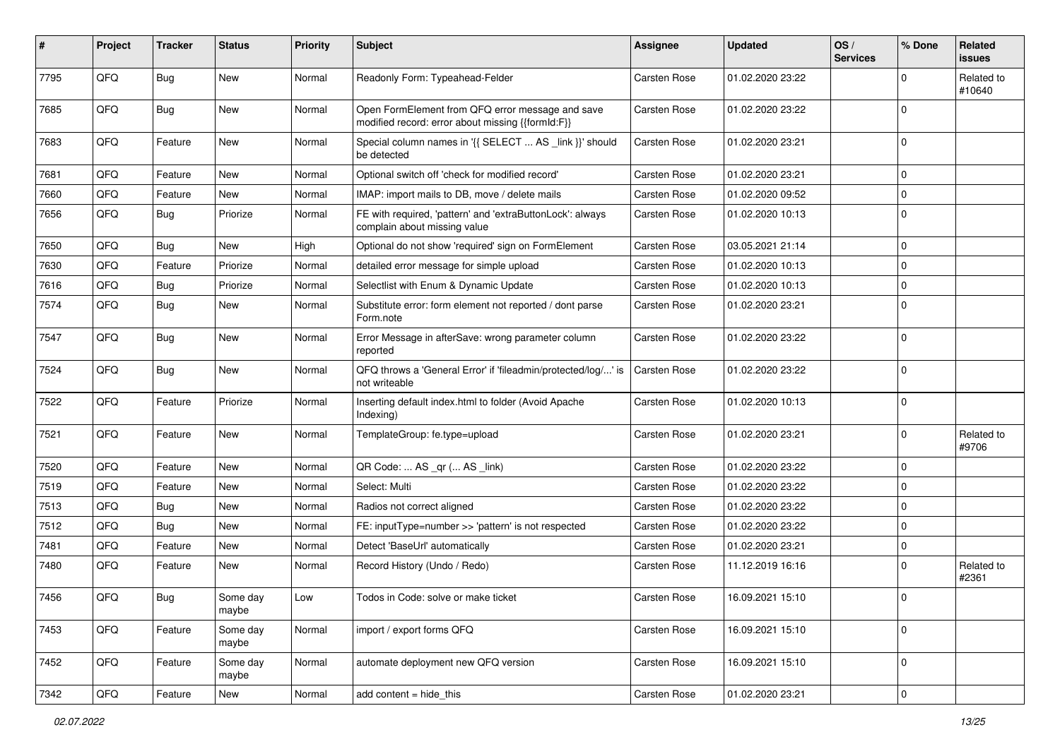| # | Project | Tracker | Status | Priority | Subject | Assignee | Updated | OS / Services | % Done | Related issues |
|---|---|---|---|---|---|---|---|---|---|---|
| 7795 | QFQ | Bug | New | Normal | Readonly Form: Typeahead-Felder | Carsten Rose | 01.02.2020 23:22 | | 0 | Related to #10640 |
| 7685 | QFQ | Bug | New | Normal | Open FormElement from QFQ error message and save modified record: error about missing {{formId:F}} | Carsten Rose | 01.02.2020 23:22 | | 0 | |
| 7683 | QFQ | Feature | New | Normal | Special column names in '{{ SELECT ... AS _link }}' should be detected | Carsten Rose | 01.02.2020 23:21 | | 0 | |
| 7681 | QFQ | Feature | New | Normal | Optional switch off 'check for modified record' | Carsten Rose | 01.02.2020 23:21 | | 0 | |
| 7660 | QFQ | Feature | New | Normal | IMAP: import mails to DB, move / delete mails | Carsten Rose | 01.02.2020 09:52 | | 0 | |
| 7656 | QFQ | Bug | Priorize | Normal | FE with required, 'pattern' and 'extraButtonLock': always complain about missing value | Carsten Rose | 01.02.2020 10:13 | | 0 | |
| 7650 | QFQ | Bug | New | High | Optional do not show 'required' sign on FormElement | Carsten Rose | 03.05.2021 21:14 | | 0 | |
| 7630 | QFQ | Feature | Priorize | Normal | detailed error message for simple upload | Carsten Rose | 01.02.2020 10:13 | | 0 | |
| 7616 | QFQ | Bug | Priorize | Normal | Selectlist with Enum & Dynamic Update | Carsten Rose | 01.02.2020 10:13 | | 0 | |
| 7574 | QFQ | Bug | New | Normal | Substitute error: form element not reported / dont parse Form.note | Carsten Rose | 01.02.2020 23:21 | | 0 | |
| 7547 | QFQ | Bug | New | Normal | Error Message in afterSave: wrong parameter column reported | Carsten Rose | 01.02.2020 23:22 | | 0 | |
| 7524 | QFQ | Bug | New | Normal | QFQ throws a 'General Error' if 'fileadmin/protected/log/...' is not writeable | Carsten Rose | 01.02.2020 23:22 | | 0 | |
| 7522 | QFQ | Feature | Priorize | Normal | Inserting default index.html to folder (Avoid Apache Indexing) | Carsten Rose | 01.02.2020 10:13 | | 0 | |
| 7521 | QFQ | Feature | New | Normal | TemplateGroup: fe.type=upload | Carsten Rose | 01.02.2020 23:21 | | 0 | Related to #9706 |
| 7520 | QFQ | Feature | New | Normal | QR Code: ... AS _qr (... AS _link) | Carsten Rose | 01.02.2020 23:22 | | 0 | |
| 7519 | QFQ | Feature | New | Normal | Select: Multi | Carsten Rose | 01.02.2020 23:22 | | 0 | |
| 7513 | QFQ | Bug | New | Normal | Radios not correct aligned | Carsten Rose | 01.02.2020 23:22 | | 0 | |
| 7512 | QFQ | Bug | New | Normal | FE: inputType=number >> 'pattern' is not respected | Carsten Rose | 01.02.2020 23:22 | | 0 | |
| 7481 | QFQ | Feature | New | Normal | Detect 'BaseUrl' automatically | Carsten Rose | 01.02.2020 23:21 | | 0 | |
| 7480 | QFQ | Feature | New | Normal | Record History (Undo / Redo) | Carsten Rose | 11.12.2019 16:16 | | 0 | Related to #2361 |
| 7456 | QFQ | Bug | Some day maybe | Low | Todos in Code: solve or make ticket | Carsten Rose | 16.09.2021 15:10 | | 0 | |
| 7453 | QFQ | Feature | Some day maybe | Normal | import / export forms QFQ | Carsten Rose | 16.09.2021 15:10 | | 0 | |
| 7452 | QFQ | Feature | Some day maybe | Normal | automate deployment new QFQ version | Carsten Rose | 16.09.2021 15:10 | | 0 | |
| 7342 | QFQ | Feature | New | Normal | add content = hide_this | Carsten Rose | 01.02.2020 23:21 | | 0 | |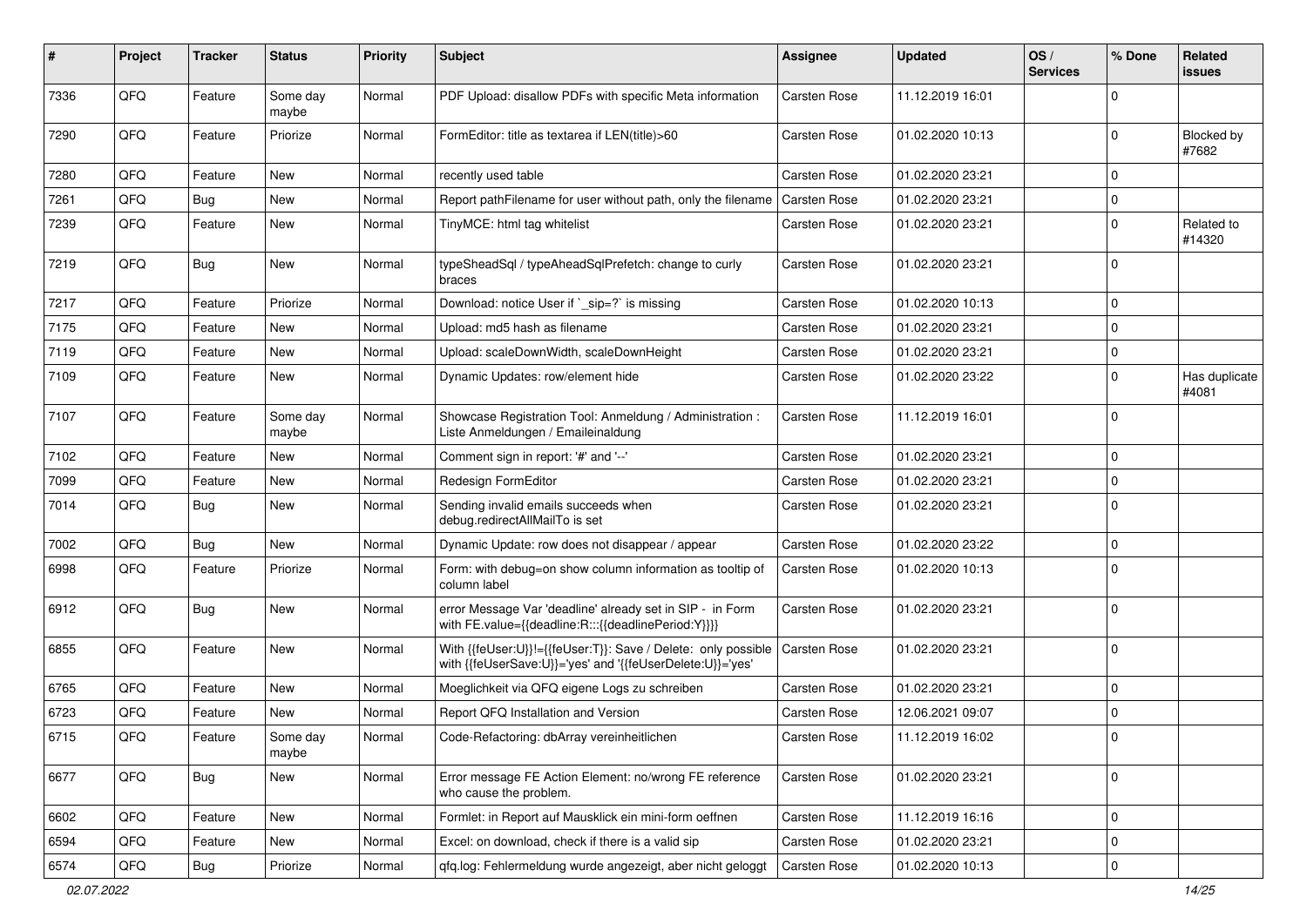| # | Project | Tracker | Status | Priority | Subject | Assignee | Updated | OS / Services | % Done | Related issues |
|---|---|---|---|---|---|---|---|---|---|---|
| 7336 | QFQ | Feature | Some day maybe | Normal | PDF Upload: disallow PDFs with specific Meta information | Carsten Rose | 11.12.2019 16:01 | | 0 | |
| 7290 | QFQ | Feature | Priorize | Normal | FormEditor: title as textarea if LEN(title)>60 | Carsten Rose | 01.02.2020 10:13 | | 0 | Blocked by #7682 |
| 7280 | QFQ | Feature | New | Normal | recently used table | Carsten Rose | 01.02.2020 23:21 | | 0 | |
| 7261 | QFQ | Bug | New | Normal | Report pathFilename for user without path, only the filename | Carsten Rose | 01.02.2020 23:21 | | 0 | |
| 7239 | QFQ | Feature | New | Normal | TinyMCE: html tag whitelist | Carsten Rose | 01.02.2020 23:21 | | 0 | Related to #14320 |
| 7219 | QFQ | Bug | New | Normal | typeSheadSql / typeAheadSqlPrefetch: change to curly braces | Carsten Rose | 01.02.2020 23:21 | | 0 | |
| 7217 | QFQ | Feature | Priorize | Normal | Download: notice User if `_sip=?` is missing | Carsten Rose | 01.02.2020 10:13 | | 0 | |
| 7175 | QFQ | Feature | New | Normal | Upload: md5 hash as filename | Carsten Rose | 01.02.2020 23:21 | | 0 | |
| 7119 | QFQ | Feature | New | Normal | Upload: scaleDownWidth, scaleDownHeight | Carsten Rose | 01.02.2020 23:21 | | 0 | |
| 7109 | QFQ | Feature | New | Normal | Dynamic Updates: row/element hide | Carsten Rose | 01.02.2020 23:22 | | 0 | Has duplicate #4081 |
| 7107 | QFQ | Feature | Some day maybe | Normal | Showcase Registration Tool: Anmeldung / Administration : Liste Anmeldungen / Emaileinaldung | Carsten Rose | 11.12.2019 16:01 | | 0 | |
| 7102 | QFQ | Feature | New | Normal | Comment sign in report: '#' and '--' | Carsten Rose | 01.02.2020 23:21 | | 0 | |
| 7099 | QFQ | Feature | New | Normal | Redesign FormEditor | Carsten Rose | 01.02.2020 23:21 | | 0 | |
| 7014 | QFQ | Bug | New | Normal | Sending invalid emails succeeds when debug.redirectAllMailTo is set | Carsten Rose | 01.02.2020 23:21 | | 0 | |
| 7002 | QFQ | Bug | New | Normal | Dynamic Update: row does not disappear / appear | Carsten Rose | 01.02.2020 23:22 | | 0 | |
| 6998 | QFQ | Feature | Priorize | Normal | Form: with debug=on show column information as tooltip of column label | Carsten Rose | 01.02.2020 10:13 | | 0 | |
| 6912 | QFQ | Bug | New | Normal | error Message Var 'deadline' already set in SIP - in Form with FE.value={{deadline:R:::{{deadlinePeriod:Y}}}} | Carsten Rose | 01.02.2020 23:21 | | 0 | |
| 6855 | QFQ | Feature | New | Normal | With {{feUser:U}}!={{feUser:T}}: Save / Delete: only possible with {{feUserSave:U}}='yes' and '{{feUserDelete:U}}='yes' | Carsten Rose | 01.02.2020 23:21 | | 0 | |
| 6765 | QFQ | Feature | New | Normal | Moeglichkeit via QFQ eigene Logs zu schreiben | Carsten Rose | 01.02.2020 23:21 | | 0 | |
| 6723 | QFQ | Feature | New | Normal | Report QFQ Installation and Version | Carsten Rose | 12.06.2021 09:07 | | 0 | |
| 6715 | QFQ | Feature | Some day maybe | Normal | Code-Refactoring: dbArray vereinheitlichen | Carsten Rose | 11.12.2019 16:02 | | 0 | |
| 6677 | QFQ | Bug | New | Normal | Error message FE Action Element: no/wrong FE reference who cause the problem. | Carsten Rose | 01.02.2020 23:21 | | 0 | |
| 6602 | QFQ | Feature | New | Normal | Formlet: in Report auf Mausklick ein mini-form oeffnen | Carsten Rose | 11.12.2019 16:16 | | 0 | |
| 6594 | QFQ | Feature | New | Normal | Excel: on download, check if there is a valid sip | Carsten Rose | 01.02.2020 23:21 | | 0 | |
| 6574 | QFQ | Bug | Priorize | Normal | qfq.log: Fehlermeldung wurde angezeigt, aber nicht geloggt | Carsten Rose | 01.02.2020 10:13 | | 0 | |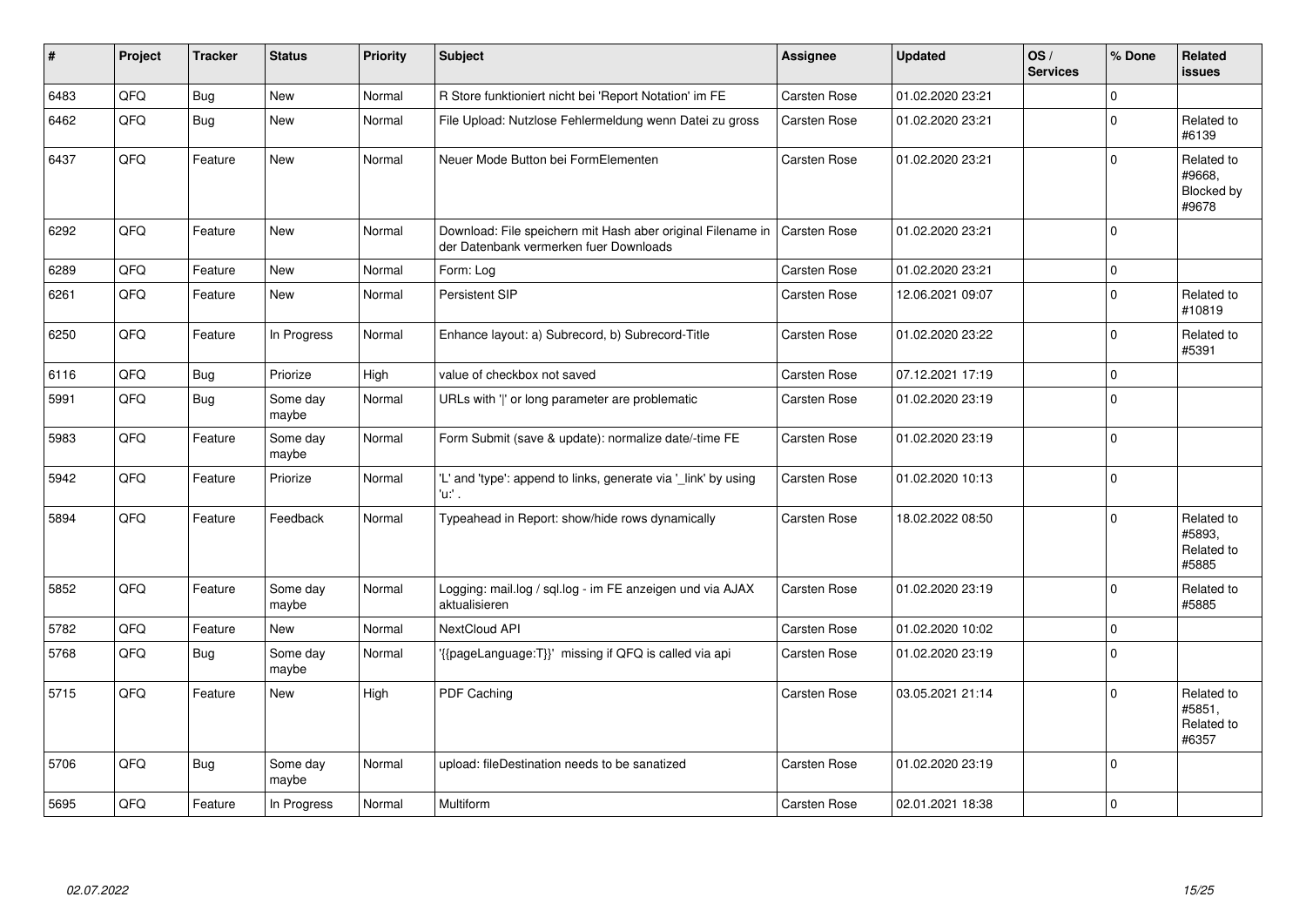| # | Project | Tracker | Status | Priority | Subject | Assignee | Updated | OS / Services | % Done | Related issues |
|---|---|---|---|---|---|---|---|---|---|---|
| 6483 | QFQ | Bug | New | Normal | R Store funktioniert nicht bei 'Report Notation' im FE | Carsten Rose | 01.02.2020 23:21 | | 0 | |
| 6462 | QFQ | Bug | New | Normal | File Upload: Nutzlose Fehlermeldung wenn Datei zu gross | Carsten Rose | 01.02.2020 23:21 | | 0 | Related to #6139 |
| 6437 | QFQ | Feature | New | Normal | Neuer Mode Button bei FormElementen | Carsten Rose | 01.02.2020 23:21 | | 0 | Related to #9668, Blocked by #9678 |
| 6292 | QFQ | Feature | New | Normal | Download: File speichern mit Hash aber original Filename in der Datenbank vermerken fuer Downloads | Carsten Rose | 01.02.2020 23:21 | | 0 | |
| 6289 | QFQ | Feature | New | Normal | Form: Log | Carsten Rose | 01.02.2020 23:21 | | 0 | |
| 6261 | QFQ | Feature | New | Normal | Persistent SIP | Carsten Rose | 12.06.2021 09:07 | | 0 | Related to #10819 |
| 6250 | QFQ | Feature | In Progress | Normal | Enhance layout: a) Subrecord, b) Subrecord-Title | Carsten Rose | 01.02.2020 23:22 | | 0 | Related to #5391 |
| 6116 | QFQ | Bug | Priorize | High | value of checkbox not saved | Carsten Rose | 07.12.2021 17:19 | | 0 | |
| 5991 | QFQ | Bug | Some day maybe | Normal | URLs with '\|' or long parameter are problematic | Carsten Rose | 01.02.2020 23:19 | | 0 | |
| 5983 | QFQ | Feature | Some day maybe | Normal | Form Submit (save & update): normalize date/-time FE | Carsten Rose | 01.02.2020 23:19 | | 0 | |
| 5942 | QFQ | Feature | Priorize | Normal | 'L' and 'type': append to links, generate via '_link' by using 'u:' . | Carsten Rose | 01.02.2020 10:13 | | 0 | |
| 5894 | QFQ | Feature | Feedback | Normal | Typeahead in Report: show/hide rows dynamically | Carsten Rose | 18.02.2022 08:50 | | 0 | Related to #5893, Related to #5885 |
| 5852 | QFQ | Feature | Some day maybe | Normal | Logging: mail.log / sql.log - im FE anzeigen und via AJAX aktualisieren | Carsten Rose | 01.02.2020 23:19 | | 0 | Related to #5885 |
| 5782 | QFQ | Feature | New | Normal | NextCloud API | Carsten Rose | 01.02.2020 10:02 | | 0 | |
| 5768 | QFQ | Bug | Some day maybe | Normal | '{{pageLanguage:T}}' missing if QFQ is called via api | Carsten Rose | 01.02.2020 23:19 | | 0 | |
| 5715 | QFQ | Feature | New | High | PDF Caching | Carsten Rose | 03.05.2021 21:14 | | 0 | Related to #5851, Related to #6357 |
| 5706 | QFQ | Bug | Some day maybe | Normal | upload: fileDestination needs to be sanatized | Carsten Rose | 01.02.2020 23:19 | | 0 | |
| 5695 | QFQ | Feature | In Progress | Normal | Multiform | Carsten Rose | 02.01.2021 18:38 | | 0 | |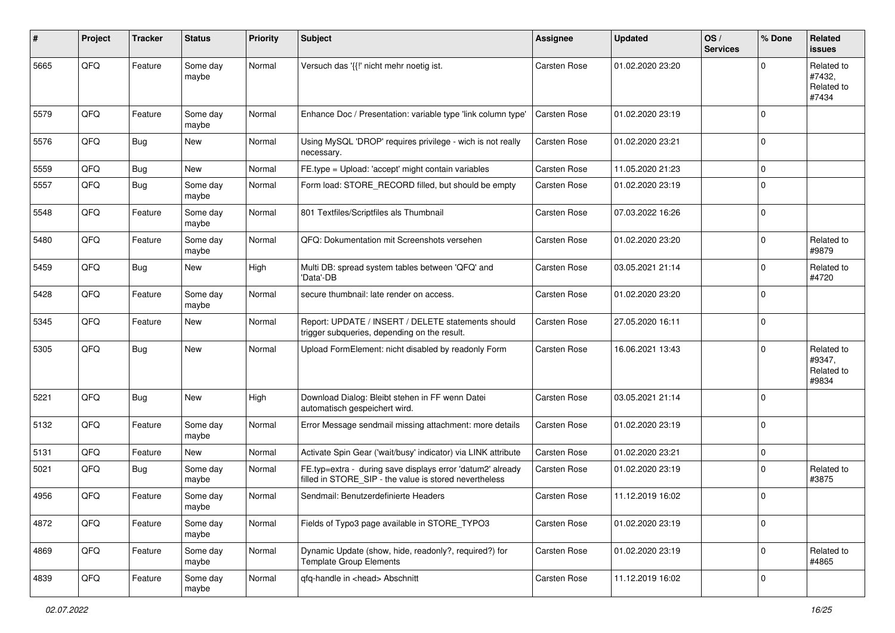| # | Project | Tracker | Status | Priority | Subject | Assignee | Updated | OS / Services | % Done | Related issues |
|---|---|---|---|---|---|---|---|---|---|---|
| 5665 | QFQ | Feature | Some day maybe | Normal | Versuch das '{{!' nicht mehr noetig ist. | Carsten Rose | 01.02.2020 23:20 | | 0 | Related to #7432, Related to #7434 |
| 5579 | QFQ | Feature | Some day maybe | Normal | Enhance Doc / Presentation: variable type 'link column type' | Carsten Rose | 01.02.2020 23:19 | | 0 | |
| 5576 | QFQ | Bug | New | Normal | Using MySQL 'DROP' requires privilege - wich is not really necessary. | Carsten Rose | 01.02.2020 23:21 | | 0 | |
| 5559 | QFQ | Bug | New | Normal | FE.type = Upload: 'accept' might contain variables | Carsten Rose | 11.05.2020 21:23 | | 0 | |
| 5557 | QFQ | Bug | Some day maybe | Normal | Form load: STORE_RECORD filled, but should be empty | Carsten Rose | 01.02.2020 23:19 | | 0 | |
| 5548 | QFQ | Feature | Some day maybe | Normal | 801 Textfiles/Scriptfiles als Thumbnail | Carsten Rose | 07.03.2022 16:26 | | 0 | |
| 5480 | QFQ | Feature | Some day maybe | Normal | QFQ: Dokumentation mit Screenshots versehen | Carsten Rose | 01.02.2020 23:20 | | 0 | Related to #9879 |
| 5459 | QFQ | Bug | New | High | Multi DB: spread system tables between 'QFQ' and 'Data'-DB | Carsten Rose | 03.05.2021 21:14 | | 0 | Related to #4720 |
| 5428 | QFQ | Feature | Some day maybe | Normal | secure thumbnail: late render on access. | Carsten Rose | 01.02.2020 23:20 | | 0 | |
| 5345 | QFQ | Feature | New | Normal | Report: UPDATE / INSERT / DELETE statements should trigger subqueries, depending on the result. | Carsten Rose | 27.05.2020 16:11 | | 0 | |
| 5305 | QFQ | Bug | New | Normal | Upload FormElement: nicht disabled by readonly Form | Carsten Rose | 16.06.2021 13:43 | | 0 | Related to #9347, Related to #9834 |
| 5221 | QFQ | Bug | New | High | Download Dialog: Bleibt stehen in FF wenn Datei automatisch gespeichert wird. | Carsten Rose | 03.05.2021 21:14 | | 0 | |
| 5132 | QFQ | Feature | Some day maybe | Normal | Error Message sendmail missing attachment: more details | Carsten Rose | 01.02.2020 23:19 | | 0 | |
| 5131 | QFQ | Feature | New | Normal | Activate Spin Gear ('wait/busy' indicator) via LINK attribute | Carsten Rose | 01.02.2020 23:21 | | 0 | |
| 5021 | QFQ | Bug | Some day maybe | Normal | FE.typ=extra - during save displays error 'datum2' already filled in STORE_SIP - the value is stored nevertheless | Carsten Rose | 01.02.2020 23:19 | | 0 | Related to #3875 |
| 4956 | QFQ | Feature | Some day maybe | Normal | Sendmail: Benutzerdefinierte Headers | Carsten Rose | 11.12.2019 16:02 | | 0 | |
| 4872 | QFQ | Feature | Some day maybe | Normal | Fields of Typo3 page available in STORE_TYPO3 | Carsten Rose | 01.02.2020 23:19 | | 0 | |
| 4869 | QFQ | Feature | Some day maybe | Normal | Dynamic Update (show, hide, readonly?, required?) for Template Group Elements | Carsten Rose | 01.02.2020 23:19 | | 0 | Related to #4865 |
| 4839 | QFQ | Feature | Some day maybe | Normal | qfq-handle in <head> Abschnitt | Carsten Rose | 11.12.2019 16:02 | | 0 | |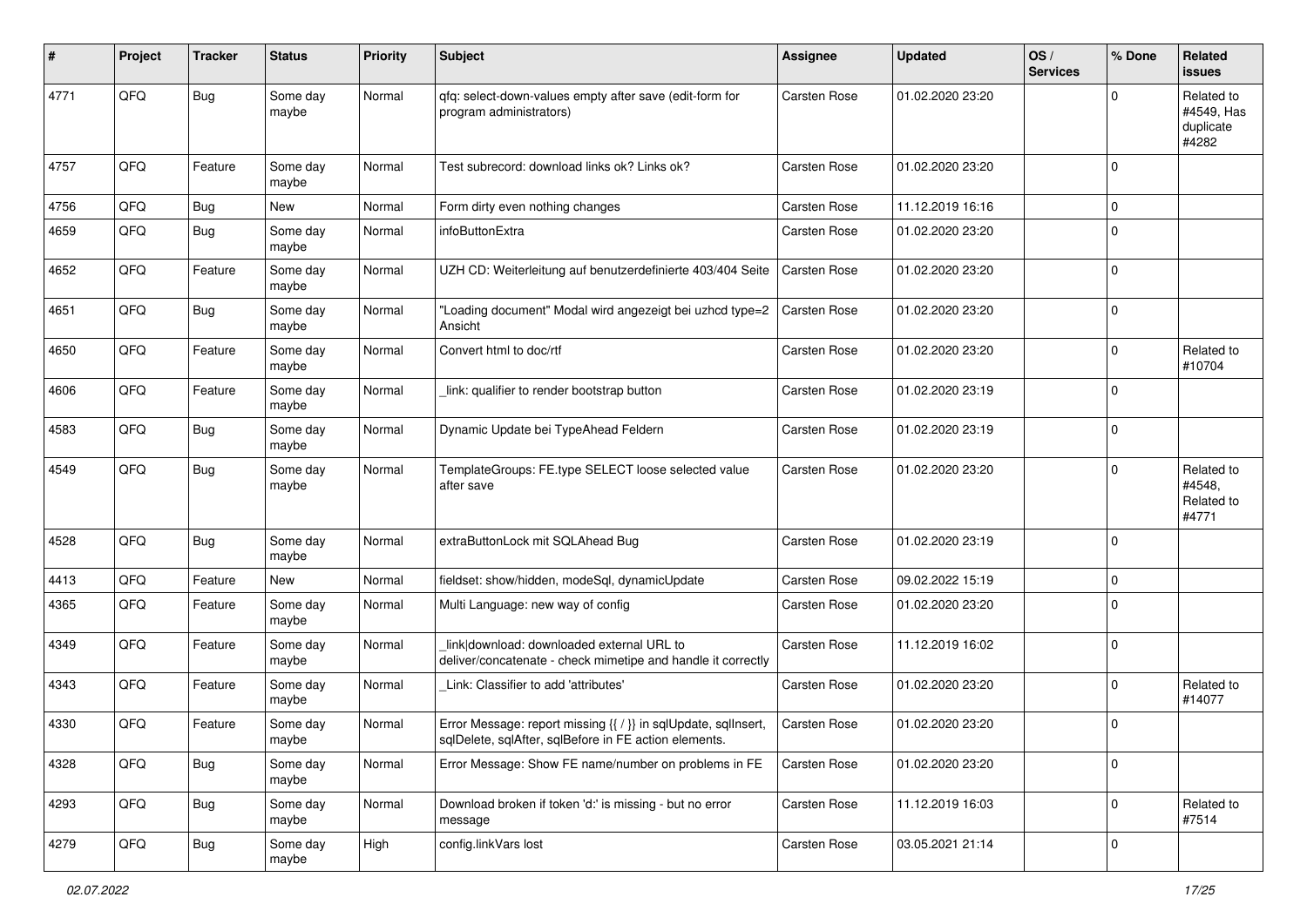| # | Project | Tracker | Status | Priority | Subject | Assignee | Updated | OS / Services | % Done | Related issues |
|---|---|---|---|---|---|---|---|---|---|---|
| 4771 | QFQ | Bug | Some day maybe | Normal | qfq: select-down-values empty after save (edit-form for program administrators) | Carsten Rose | 01.02.2020 23:20 | | 0 | Related to #4549, Has duplicate #4282 |
| 4757 | QFQ | Feature | Some day maybe | Normal | Test subrecord: download links ok? Links ok? | Carsten Rose | 01.02.2020 23:20 | | 0 | |
| 4756 | QFQ | Bug | New | Normal | Form dirty even nothing changes | Carsten Rose | 11.12.2019 16:16 | | 0 | |
| 4659 | QFQ | Bug | Some day maybe | Normal | infoButtonExtra | Carsten Rose | 01.02.2020 23:20 | | 0 | |
| 4652 | QFQ | Feature | Some day maybe | Normal | UZH CD: Weiterleitung auf benutzerdefinierte 403/404 Seite | Carsten Rose | 01.02.2020 23:20 | | 0 | |
| 4651 | QFQ | Bug | Some day maybe | Normal | "Loading document" Modal wird angezeigt bei uzhcd type=2 Ansicht | Carsten Rose | 01.02.2020 23:20 | | 0 | |
| 4650 | QFQ | Feature | Some day maybe | Normal | Convert html to doc/rtf | Carsten Rose | 01.02.2020 23:20 | | 0 | Related to #10704 |
| 4606 | QFQ | Feature | Some day maybe | Normal | _link: qualifier to render bootstrap button | Carsten Rose | 01.02.2020 23:19 | | 0 | |
| 4583 | QFQ | Bug | Some day maybe | Normal | Dynamic Update bei TypeAhead Feldern | Carsten Rose | 01.02.2020 23:19 | | 0 | |
| 4549 | QFQ | Bug | Some day maybe | Normal | TemplateGroups: FE.type SELECT loose selected value after save | Carsten Rose | 01.02.2020 23:20 | | 0 | Related to #4548, Related to #4771 |
| 4528 | QFQ | Bug | Some day maybe | Normal | extraButtonLock mit SQLAhead Bug | Carsten Rose | 01.02.2020 23:19 | | 0 | |
| 4413 | QFQ | Feature | New | Normal | fieldset: show/hidden, modeSql, dynamicUpdate | Carsten Rose | 09.02.2022 15:19 | | 0 | |
| 4365 | QFQ | Feature | Some day maybe | Normal | Multi Language: new way of config | Carsten Rose | 01.02.2020 23:20 | | 0 | |
| 4349 | QFQ | Feature | Some day maybe | Normal | _link\|download: downloaded external URL to deliver/concatenate - check mimetipe and handle it correctly | Carsten Rose | 11.12.2019 16:02 | | 0 | |
| 4343 | QFQ | Feature | Some day maybe | Normal | _Link: Classifier to add 'attributes' | Carsten Rose | 01.02.2020 23:20 | | 0 | Related to #14077 |
| 4330 | QFQ | Feature | Some day maybe | Normal | Error Message: report missing {{ / }} in sqlUpdate, sqlInsert, sqlDelete, sqlAfter, sqlBefore in FE action elements. | Carsten Rose | 01.02.2020 23:20 | | 0 | |
| 4328 | QFQ | Bug | Some day maybe | Normal | Error Message: Show FE name/number on problems in FE | Carsten Rose | 01.02.2020 23:20 | | 0 | |
| 4293 | QFQ | Bug | Some day maybe | Normal | Download broken if token 'd:' is missing - but no error message | Carsten Rose | 11.12.2019 16:03 | | 0 | Related to #7514 |
| 4279 | QFQ | Bug | Some day maybe | High | config.linkVars lost | Carsten Rose | 03.05.2021 21:14 | | 0 | |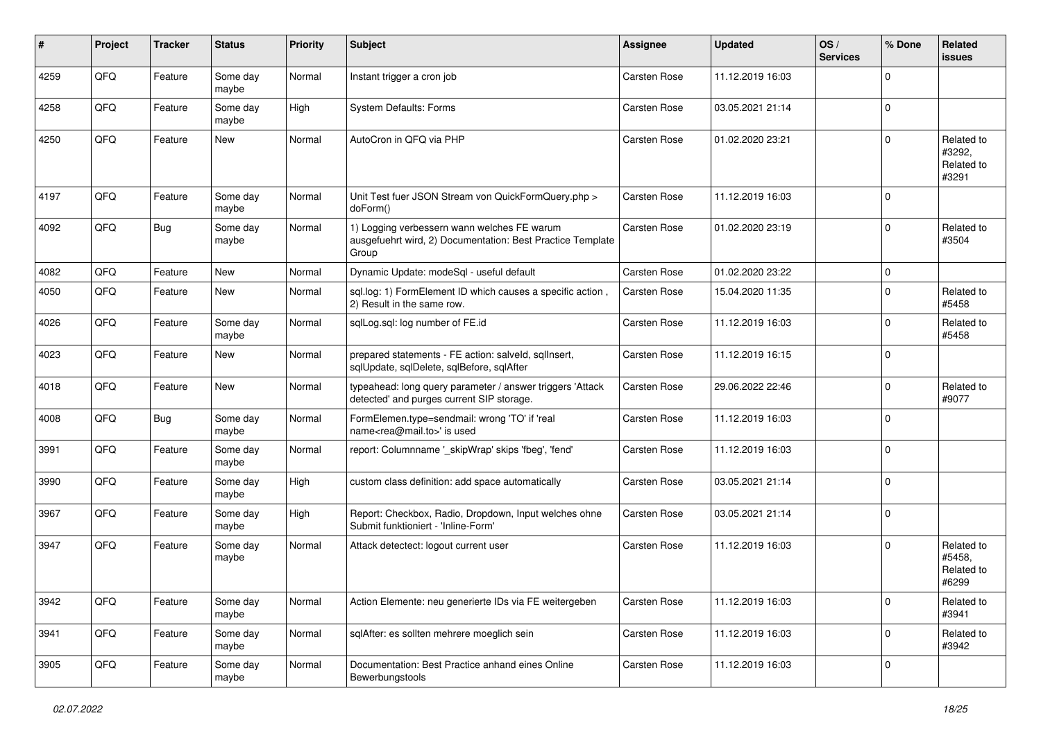| # | Project | Tracker | Status | Priority | Subject | Assignee | Updated | OS / Services | % Done | Related issues |
|---|---|---|---|---|---|---|---|---|---|---|
| 4259 | QFQ | Feature | Some day maybe | Normal | Instant trigger a cron job | Carsten Rose | 11.12.2019 16:03 | | 0 | |
| 4258 | QFQ | Feature | Some day maybe | High | System Defaults: Forms | Carsten Rose | 03.05.2021 21:14 | | 0 | |
| 4250 | QFQ | Feature | New | Normal | AutoCron in QFQ via PHP | Carsten Rose | 01.02.2020 23:21 | | 0 | Related to #3292, Related to #3291 |
| 4197 | QFQ | Feature | Some day maybe | Normal | Unit Test fuer JSON Stream von QuickFormQuery.php > doForm() | Carsten Rose | 11.12.2019 16:03 | | 0 | |
| 4092 | QFQ | Bug | Some day maybe | Normal | 1) Logging verbessern wann welches FE warum ausgefuehrt wird, 2) Documentation: Best Practice Template Group | Carsten Rose | 01.02.2020 23:19 | | 0 | Related to #3504 |
| 4082 | QFQ | Feature | New | Normal | Dynamic Update: modeSql - useful default | Carsten Rose | 01.02.2020 23:22 | | 0 | |
| 4050 | QFQ | Feature | New | Normal | sql.log: 1) FormElement ID which causes a specific action , 2) Result in the same row. | Carsten Rose | 15.04.2020 11:35 | | 0 | Related to #5458 |
| 4026 | QFQ | Feature | Some day maybe | Normal | sqlLog.sql: log number of FE.id | Carsten Rose | 11.12.2019 16:03 | | 0 | Related to #5458 |
| 4023 | QFQ | Feature | New | Normal | prepared statements - FE action: salveld, sqlInsert, sqlUpdate, sqlDelete, sqlBefore, sqlAfter | Carsten Rose | 11.12.2019 16:15 | | 0 | |
| 4018 | QFQ | Feature | New | Normal | typeahead: long query parameter / answer triggers 'Attack detected' and purges current SIP storage. | Carsten Rose | 29.06.2022 22:46 | | 0 | Related to #9077 |
| 4008 | QFQ | Bug | Some day maybe | Normal | FormElemen.type=sendmail: wrong 'TO' if 'real name<rea@mail.to>' is used | Carsten Rose | 11.12.2019 16:03 | | 0 | |
| 3991 | QFQ | Feature | Some day maybe | Normal | report: Columnname '_skipWrap' skips 'fbeg', 'fend' | Carsten Rose | 11.12.2019 16:03 | | 0 | |
| 3990 | QFQ | Feature | Some day maybe | High | custom class definition: add space automatically | Carsten Rose | 03.05.2021 21:14 | | 0 | |
| 3967 | QFQ | Feature | Some day maybe | High | Report: Checkbox, Radio, Dropdown, Input welches ohne Submit funktioniert - 'Inline-Form' | Carsten Rose | 03.05.2021 21:14 | | 0 | |
| 3947 | QFQ | Feature | Some day maybe | Normal | Attack detectect: logout current user | Carsten Rose | 11.12.2019 16:03 | | 0 | Related to #5458, Related to #6299 |
| 3942 | QFQ | Feature | Some day maybe | Normal | Action Elemente: neu generierte IDs via FE weitergeben | Carsten Rose | 11.12.2019 16:03 | | 0 | Related to #3941 |
| 3941 | QFQ | Feature | Some day maybe | Normal | sqlAfter: es sollten mehrere moeglich sein | Carsten Rose | 11.12.2019 16:03 | | 0 | Related to #3942 |
| 3905 | QFQ | Feature | Some day maybe | Normal | Documentation: Best Practice anhand eines Online Bewerbungstools | Carsten Rose | 11.12.2019 16:03 | | 0 | |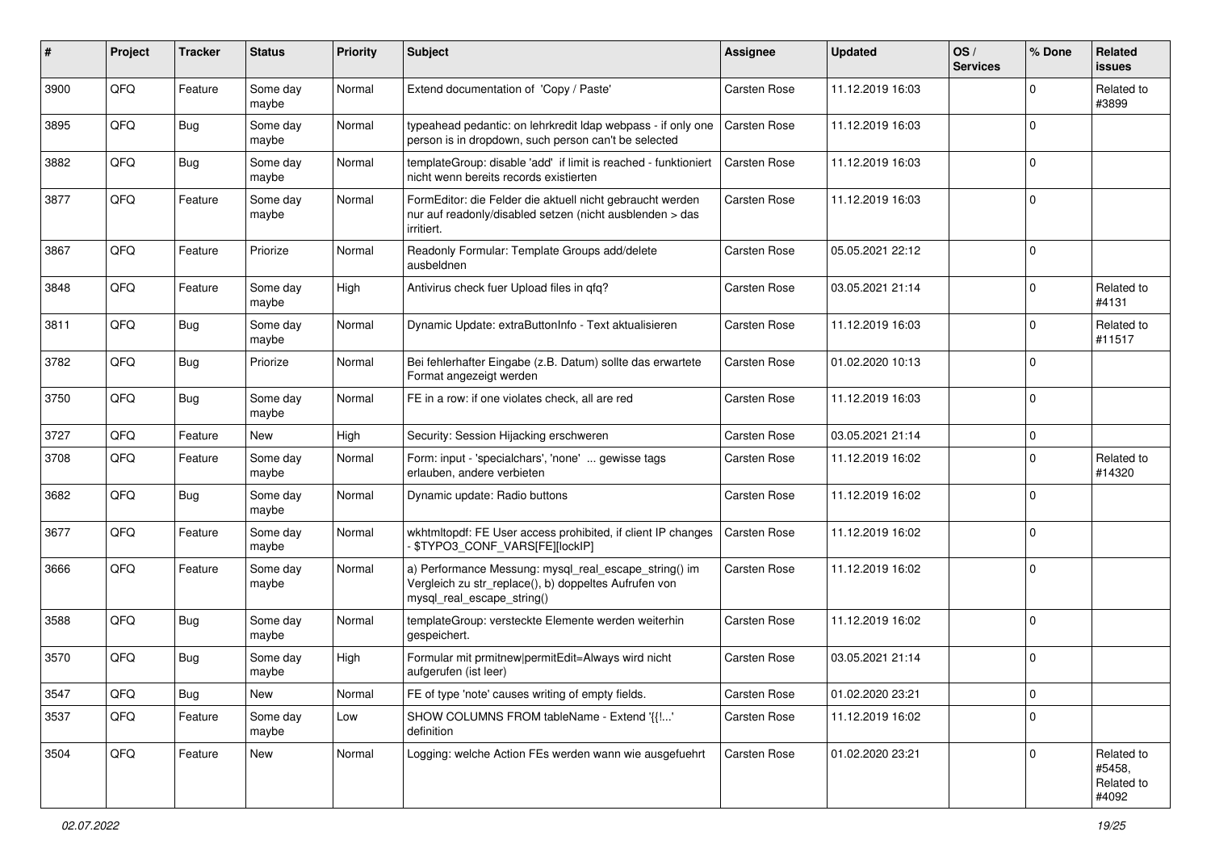| # | Project | Tracker | Status | Priority | Subject | Assignee | Updated | OS / Services | % Done | Related issues |
|---|---|---|---|---|---|---|---|---|---|---|
| 3900 | QFQ | Feature | Some day maybe | Normal | Extend documentation of 'Copy / Paste' | Carsten Rose | 11.12.2019 16:03 | | 0 | Related to #3899 |
| 3895 | QFQ | Bug | Some day maybe | Normal | typeahead pedantic: on lehrkredit ldap webpass - if only one person is in dropdown, such person can't be selected | Carsten Rose | 11.12.2019 16:03 | | 0 | |
| 3882 | QFQ | Bug | Some day maybe | Normal | templateGroup: disable 'add' if limit is reached - funktioniert nicht wenn bereits records existierten | Carsten Rose | 11.12.2019 16:03 | | 0 | |
| 3877 | QFQ | Feature | Some day maybe | Normal | FormEditor: die Felder die aktuell nicht gebraucht werden nur auf readonly/disabled setzen (nicht ausblenden > das irritiert. | Carsten Rose | 11.12.2019 16:03 | | 0 | |
| 3867 | QFQ | Feature | Priorize | Normal | Readonly Formular: Template Groups add/delete ausbeldnen | Carsten Rose | 05.05.2021 22:12 | | 0 | |
| 3848 | QFQ | Feature | Some day maybe | High | Antivirus check fuer Upload files in qfq? | Carsten Rose | 03.05.2021 21:14 | | 0 | Related to #4131 |
| 3811 | QFQ | Bug | Some day maybe | Normal | Dynamic Update: extraButtonInfo - Text aktualisieren | Carsten Rose | 11.12.2019 16:03 | | 0 | Related to #11517 |
| 3782 | QFQ | Bug | Priorize | Normal | Bei fehlerhafter Eingabe (z.B. Datum) sollte das erwartete Format angezeigt werden | Carsten Rose | 01.02.2020 10:13 | | 0 | |
| 3750 | QFQ | Bug | Some day maybe | Normal | FE in a row: if one violates check, all are red | Carsten Rose | 11.12.2019 16:03 | | 0 | |
| 3727 | QFQ | Feature | New | High | Security: Session Hijacking erschweren | Carsten Rose | 03.05.2021 21:14 | | 0 | |
| 3708 | QFQ | Feature | Some day maybe | Normal | Form: input - 'specialchars', 'none' ... gewisse tags erlauben, andere verbieten | Carsten Rose | 11.12.2019 16:02 | | 0 | Related to #14320 |
| 3682 | QFQ | Bug | Some day maybe | Normal | Dynamic update: Radio buttons | Carsten Rose | 11.12.2019 16:02 | | 0 | |
| 3677 | QFQ | Feature | Some day maybe | Normal | wkhtmltopdf: FE User access prohibited, if client IP changes - $TYPO3_CONF_VARS[FE][lockIP] | Carsten Rose | 11.12.2019 16:02 | | 0 | |
| 3666 | QFQ | Feature | Some day maybe | Normal | a) Performance Messung: mysql_real_escape_string() im Vergleich zu str_replace(), b) doppeltes Aufrufen von mysql_real_escape_string() | Carsten Rose | 11.12.2019 16:02 | | 0 | |
| 3588 | QFQ | Bug | Some day maybe | Normal | templateGroup: versteckte Elemente werden weiterhin gespeichert. | Carsten Rose | 11.12.2019 16:02 | | 0 | |
| 3570 | QFQ | Bug | Some day maybe | High | Formular mit prmitnew\|permitEdit=Always wird nicht aufgerufen (ist leer) | Carsten Rose | 03.05.2021 21:14 | | 0 | |
| 3547 | QFQ | Bug | New | Normal | FE of type 'note' causes writing of empty fields. | Carsten Rose | 01.02.2020 23:21 | | 0 | |
| 3537 | QFQ | Feature | Some day maybe | Low | SHOW COLUMNS FROM tableName - Extend '{{!...' definition | Carsten Rose | 11.12.2019 16:02 | | 0 | |
| 3504 | QFQ | Feature | New | Normal | Logging: welche Action FEs werden wann wie ausgefuehrt | Carsten Rose | 01.02.2020 23:21 | | 0 | Related to #5458, Related to #4092 |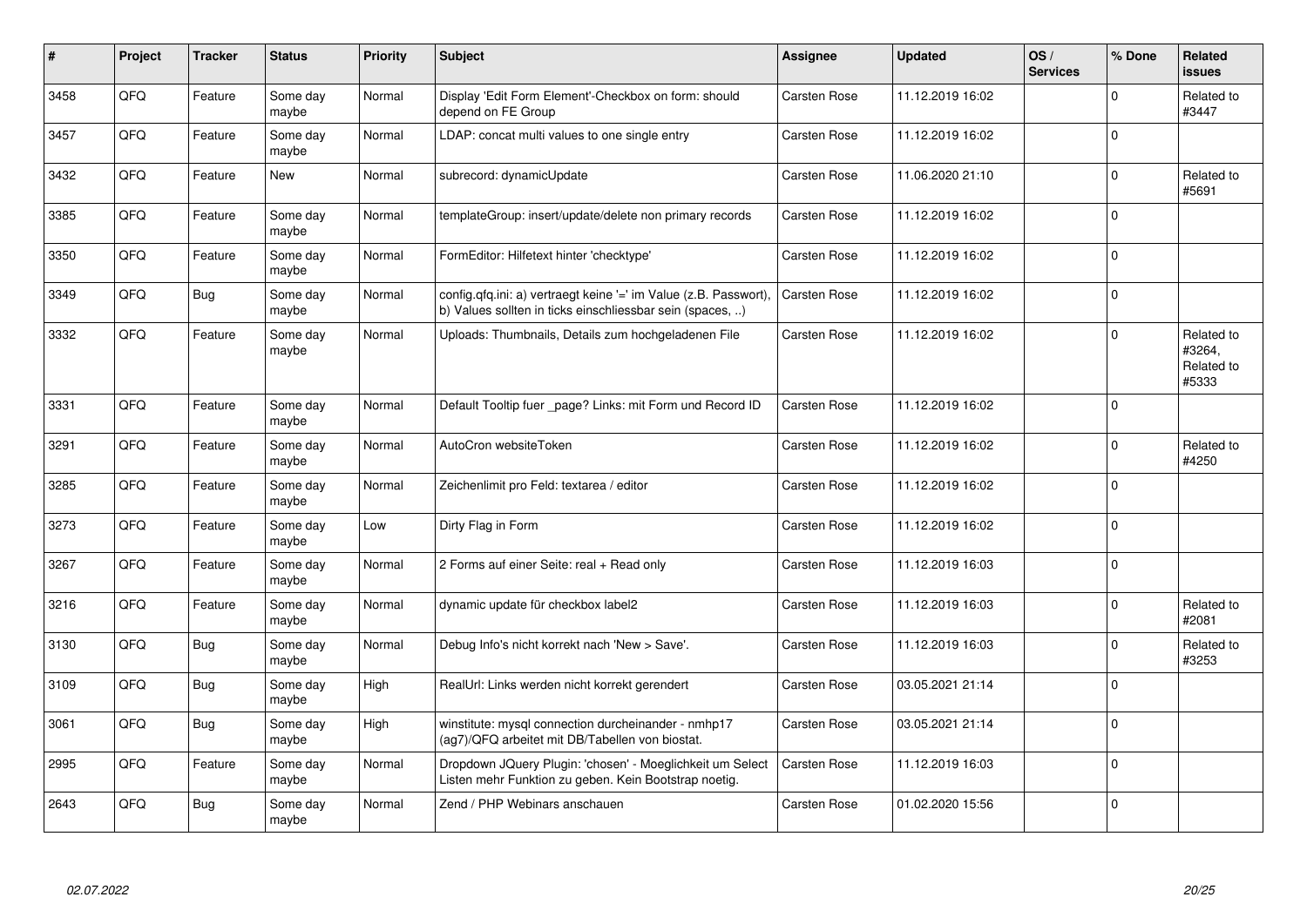| # | Project | Tracker | Status | Priority | Subject | Assignee | Updated | OS / Services | % Done | Related issues |
|---|---|---|---|---|---|---|---|---|---|---|
| 3458 | QFQ | Feature | Some day maybe | Normal | Display 'Edit Form Element'-Checkbox on form: should depend on FE Group | Carsten Rose | 11.12.2019 16:02 | | 0 | Related to #3447 |
| 3457 | QFQ | Feature | Some day maybe | Normal | LDAP: concat multi values to one single entry | Carsten Rose | 11.12.2019 16:02 | | 0 | |
| 3432 | QFQ | Feature | New | Normal | subrecord: dynamicUpdate | Carsten Rose | 11.06.2020 21:10 | | 0 | Related to #5691 |
| 3385 | QFQ | Feature | Some day maybe | Normal | templateGroup: insert/update/delete non primary records | Carsten Rose | 11.12.2019 16:02 | | 0 | |
| 3350 | QFQ | Feature | Some day maybe | Normal | FormEditor: Hilfetext hinter 'checktype' | Carsten Rose | 11.12.2019 16:02 | | 0 | |
| 3349 | QFQ | Bug | Some day maybe | Normal | config.qfq.ini: a) vertraegt keine '=' im Value (z.B. Passwort), b) Values sollten in ticks einschliessbar sein (spaces, ..) | Carsten Rose | 11.12.2019 16:02 | | 0 | |
| 3332 | QFQ | Feature | Some day maybe | Normal | Uploads: Thumbnails, Details zum hochgeladenen File | Carsten Rose | 11.12.2019 16:02 | | 0 | Related to #3264, Related to #5333 |
| 3331 | QFQ | Feature | Some day maybe | Normal | Default Tooltip fuer _page? Links: mit Form und Record ID | Carsten Rose | 11.12.2019 16:02 | | 0 | |
| 3291 | QFQ | Feature | Some day maybe | Normal | AutoCron websiteToken | Carsten Rose | 11.12.2019 16:02 | | 0 | Related to #4250 |
| 3285 | QFQ | Feature | Some day maybe | Normal | Zeichenlimit pro Feld: textarea / editor | Carsten Rose | 11.12.2019 16:02 | | 0 | |
| 3273 | QFQ | Feature | Some day maybe | Low | Dirty Flag in Form | Carsten Rose | 11.12.2019 16:02 | | 0 | |
| 3267 | QFQ | Feature | Some day maybe | Normal | 2 Forms auf einer Seite: real + Read only | Carsten Rose | 11.12.2019 16:03 | | 0 | |
| 3216 | QFQ | Feature | Some day maybe | Normal | dynamic update für checkbox label2 | Carsten Rose | 11.12.2019 16:03 | | 0 | Related to #2081 |
| 3130 | QFQ | Bug | Some day maybe | Normal | Debug Info's nicht korrekt nach 'New > Save'. | Carsten Rose | 11.12.2019 16:03 | | 0 | Related to #3253 |
| 3109 | QFQ | Bug | Some day maybe | High | RealUrl: Links werden nicht korrekt gerendert | Carsten Rose | 03.05.2021 21:14 | | 0 | |
| 3061 | QFQ | Bug | Some day maybe | High | winstitute: mysql connection durcheinander - nmhp17 (ag7)/QFQ arbeitet mit DB/Tabellen von biostat. | Carsten Rose | 03.05.2021 21:14 | | 0 | |
| 2995 | QFQ | Feature | Some day maybe | Normal | Dropdown JQuery Plugin: 'chosen' - Moeglichkeit um Select Listen mehr Funktion zu geben. Kein Bootstrap noetig. | Carsten Rose | 11.12.2019 16:03 | | 0 | |
| 2643 | QFQ | Bug | Some day maybe | Normal | Zend / PHP Webinars anschauen | Carsten Rose | 01.02.2020 15:56 | | 0 | |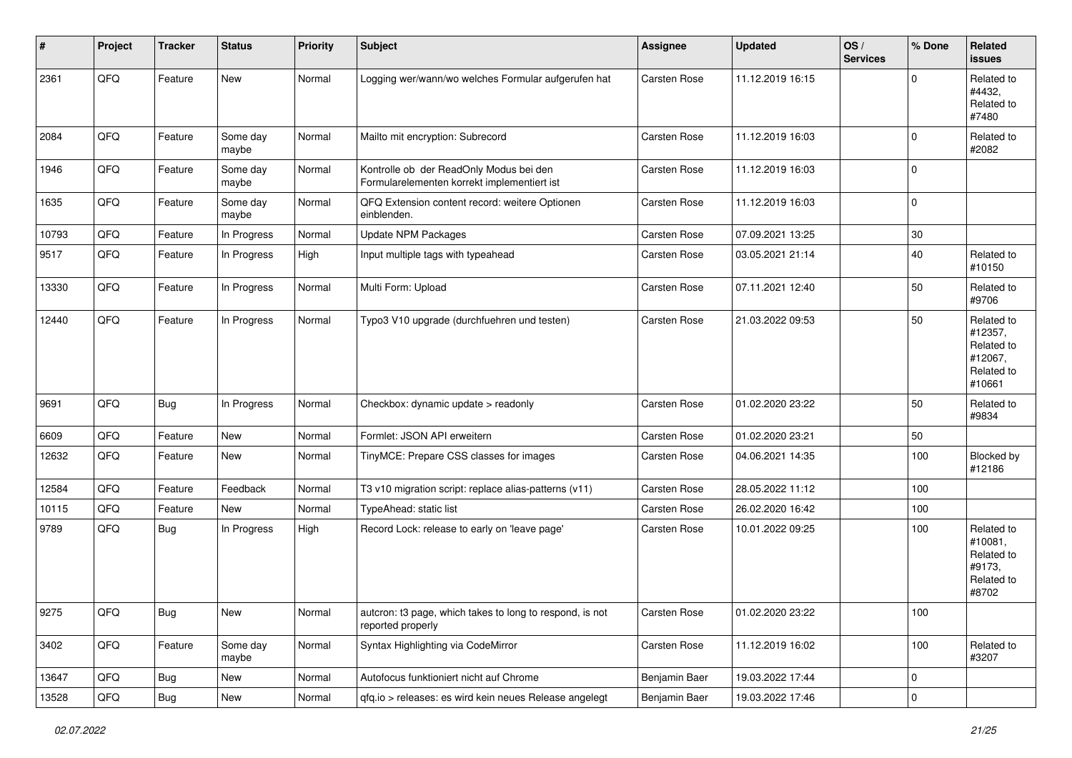| # | Project | Tracker | Status | Priority | Subject | Assignee | Updated | OS / Services | % Done | Related issues |
|---|---|---|---|---|---|---|---|---|---|---|
| 2361 | QFQ | Feature | New | Normal | Logging wer/wann/wo welches Formular aufgerufen hat | Carsten Rose | 11.12.2019 16:15 | | 0 | Related to #4432, Related to #7480 |
| 2084 | QFQ | Feature | Some day maybe | Normal | Mailto mit encryption: Subrecord | Carsten Rose | 11.12.2019 16:03 | | 0 | Related to #2082 |
| 1946 | QFQ | Feature | Some day maybe | Normal | Kontrolle ob der ReadOnly Modus bei den Formularelementen korrekt implementiert ist | Carsten Rose | 11.12.2019 16:03 | | 0 | |
| 1635 | QFQ | Feature | Some day maybe | Normal | QFQ Extension content record: weitere Optionen einblenden. | Carsten Rose | 11.12.2019 16:03 | | 0 | |
| 10793 | QFQ | Feature | In Progress | Normal | Update NPM Packages | Carsten Rose | 07.09.2021 13:25 | | 30 | |
| 9517 | QFQ | Feature | In Progress | High | Input multiple tags with typeahead | Carsten Rose | 03.05.2021 21:14 | | 40 | Related to #10150 |
| 13330 | QFQ | Feature | In Progress | Normal | Multi Form: Upload | Carsten Rose | 07.11.2021 12:40 | | 50 | Related to #9706 |
| 12440 | QFQ | Feature | In Progress | Normal | Typo3 V10 upgrade (durchfuehren und testen) | Carsten Rose | 21.03.2022 09:53 | | 50 | Related to #12357, Related to #12067, Related to #10661 |
| 9691 | QFQ | Bug | In Progress | Normal | Checkbox: dynamic update > readonly | Carsten Rose | 01.02.2020 23:22 | | 50 | Related to #9834 |
| 6609 | QFQ | Feature | New | Normal | Formlet: JSON API erweitern | Carsten Rose | 01.02.2020 23:21 | | 50 | |
| 12632 | QFQ | Feature | New | Normal | TinyMCE: Prepare CSS classes for images | Carsten Rose | 04.06.2021 14:35 | | 100 | Blocked by #12186 |
| 12584 | QFQ | Feature | Feedback | Normal | T3 v10 migration script: replace alias-patterns (v11) | Carsten Rose | 28.05.2022 11:12 | | 100 | |
| 10115 | QFQ | Feature | New | Normal | TypeAhead: static list | Carsten Rose | 26.02.2020 16:42 | | 100 | |
| 9789 | QFQ | Bug | In Progress | High | Record Lock: release to early on 'leave page' | Carsten Rose | 10.01.2022 09:25 | | 100 | Related to #10081, Related to #9173, Related to #8702 |
| 9275 | QFQ | Bug | New | Normal | autcron: t3 page, which takes to long to respond, is not reported properly | Carsten Rose | 01.02.2020 23:22 | | 100 | |
| 3402 | QFQ | Feature | Some day maybe | Normal | Syntax Highlighting via CodeMirror | Carsten Rose | 11.12.2019 16:02 | | 100 | Related to #3207 |
| 13647 | QFQ | Bug | New | Normal | Autofocus funktioniert nicht auf Chrome | Benjamin Baer | 19.03.2022 17:44 | | 0 | |
| 13528 | QFQ | Bug | New | Normal | qfq.io > releases: es wird kein neues Release angelegt | Benjamin Baer | 19.03.2022 17:46 | | 0 | |

*02.07.2022*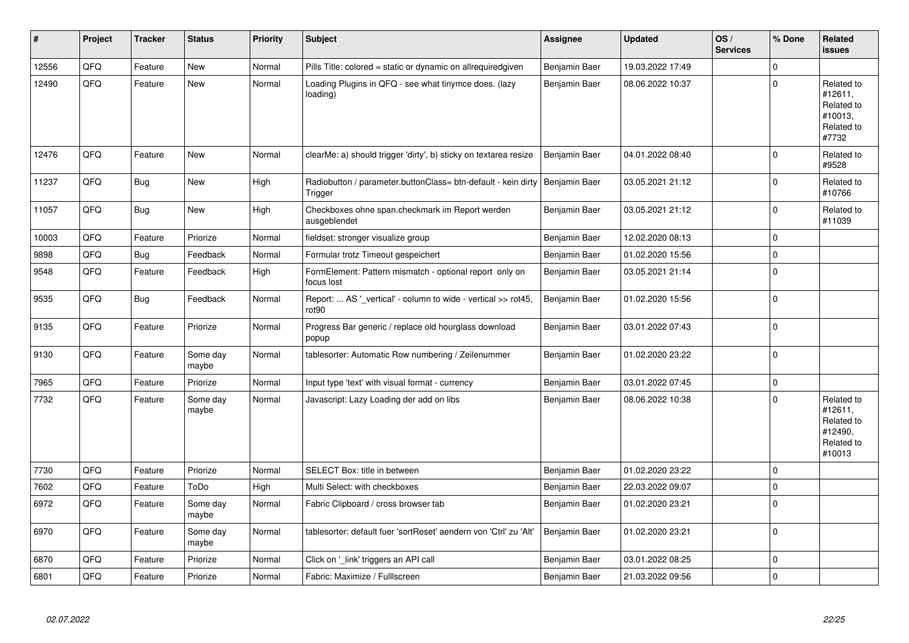| # | Project | Tracker | Status | Priority | Subject | Assignee | Updated | OS / Services | % Done | Related issues |
|---|---|---|---|---|---|---|---|---|---|---|
| 12556 | QFQ | Feature | New | Normal | Pills Title: colored = static or dynamic on allrequiredgiven | Benjamin Baer | 19.03.2022 17:49 | | 0 | |
| 12490 | QFQ | Feature | New | Normal | Loading Plugins in QFQ - see what tinymce does. (lazy loading) | Benjamin Baer | 08.06.2022 10:37 | | 0 | Related to #12611, Related to #10013, Related to #7732 |
| 12476 | QFQ | Feature | New | Normal | clearMe: a) should trigger 'dirty', b) sticky on textarea resize | Benjamin Baer | 04.01.2022 08:40 | | 0 | Related to #9528 |
| 11237 | QFQ | Bug | New | High | Radiobutton / parameter.buttonClass= btn-default - kein dirty Trigger | Benjamin Baer | 03.05.2021 21:12 | | 0 | Related to #10766 |
| 11057 | QFQ | Bug | New | High | Checkboxes ohne span.checkmark im Report werden ausgeblendet | Benjamin Baer | 03.05.2021 21:12 | | 0 | Related to #11039 |
| 10003 | QFQ | Feature | Priorize | Normal | fieldset: stronger visualize group | Benjamin Baer | 12.02.2020 08:13 | | 0 | |
| 9898 | QFQ | Bug | Feedback | Normal | Formular trotz Timeout gespeichert | Benjamin Baer | 01.02.2020 15:56 | | 0 | |
| 9548 | QFQ | Feature | Feedback | High | FormElement: Pattern mismatch - optional report only on focus lost | Benjamin Baer | 03.05.2021 21:14 | | 0 | |
| 9535 | QFQ | Bug | Feedback | Normal | Report: ... AS '_vertical' - column to wide - vertical >> rot45, rot90 | Benjamin Baer | 01.02.2020 15:56 | | 0 | |
| 9135 | QFQ | Feature | Priorize | Normal | Progress Bar generic / replace old hourglass download popup | Benjamin Baer | 03.01.2022 07:43 | | 0 | |
| 9130 | QFQ | Feature | Some day maybe | Normal | tablesorter: Automatic Row numbering / Zeilenummer | Benjamin Baer | 01.02.2020 23:22 | | 0 | |
| 7965 | QFQ | Feature | Priorize | Normal | Input type 'text' with visual format - currency | Benjamin Baer | 03.01.2022 07:45 | | 0 | |
| 7732 | QFQ | Feature | Some day maybe | Normal | Javascript: Lazy Loading der add on libs | Benjamin Baer | 08.06.2022 10:38 | | 0 | Related to #12611, Related to #12490, Related to #10013 |
| 7730 | QFQ | Feature | Priorize | Normal | SELECT Box: title in between | Benjamin Baer | 01.02.2020 23:22 | | 0 | |
| 7602 | QFQ | Feature | ToDo | High | Multi Select: with checkboxes | Benjamin Baer | 22.03.2022 09:07 | | 0 | |
| 6972 | QFQ | Feature | Some day maybe | Normal | Fabric Clipboard / cross browser tab | Benjamin Baer | 01.02.2020 23:21 | | 0 | |
| 6970 | QFQ | Feature | Some day maybe | Normal | tablesorter: default fuer 'sortReset' aendern von 'Ctrl' zu 'Alt' | Benjamin Baer | 01.02.2020 23:21 | | 0 | |
| 6870 | QFQ | Feature | Priorize | Normal | Click on '_link' triggers an API call | Benjamin Baer | 03.01.2022 08:25 | | 0 | |
| 6801 | QFQ | Feature | Priorize | Normal | Fabric: Maximize / Fulllscreen | Benjamin Baer | 21.03.2022 09:56 | | 0 | |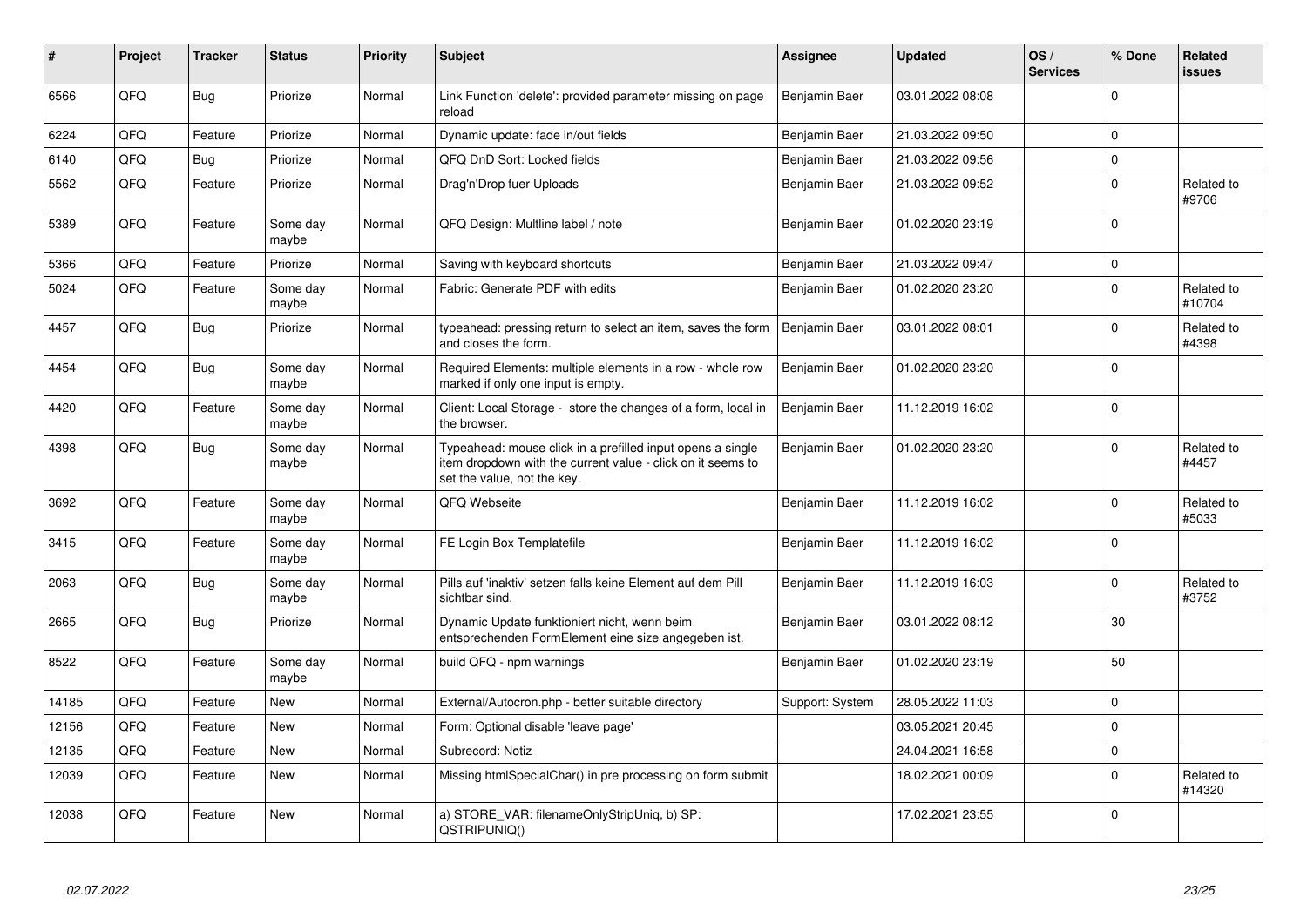| # | Project | Tracker | Status | Priority | Subject | Assignee | Updated | OS / Services | % Done | Related issues |
|---|---|---|---|---|---|---|---|---|---|---|
| 6566 | QFQ | Bug | Priorize | Normal | Link Function 'delete': provided parameter missing on page reload | Benjamin Baer | 03.01.2022 08:08 | | 0 | |
| 6224 | QFQ | Feature | Priorize | Normal | Dynamic update: fade in/out fields | Benjamin Baer | 21.03.2022 09:50 | | 0 | |
| 6140 | QFQ | Bug | Priorize | Normal | QFQ DnD Sort: Locked fields | Benjamin Baer | 21.03.2022 09:56 | | 0 | |
| 5562 | QFQ | Feature | Priorize | Normal | Drag'n'Drop fuer Uploads | Benjamin Baer | 21.03.2022 09:52 | | 0 | Related to #9706 |
| 5389 | QFQ | Feature | Some day maybe | Normal | QFQ Design: Multline label / note | Benjamin Baer | 01.02.2020 23:19 | | 0 | |
| 5366 | QFQ | Feature | Priorize | Normal | Saving with keyboard shortcuts | Benjamin Baer | 21.03.2022 09:47 | | 0 | |
| 5024 | QFQ | Feature | Some day maybe | Normal | Fabric: Generate PDF with edits | Benjamin Baer | 01.02.2020 23:20 | | 0 | Related to #10704 |
| 4457 | QFQ | Bug | Priorize | Normal | typeahead: pressing return to select an item, saves the form and closes the form. | Benjamin Baer | 03.01.2022 08:01 | | 0 | Related to #4398 |
| 4454 | QFQ | Bug | Some day maybe | Normal | Required Elements: multiple elements in a row - whole row marked if only one input is empty. | Benjamin Baer | 01.02.2020 23:20 | | 0 | |
| 4420 | QFQ | Feature | Some day maybe | Normal | Client: Local Storage - store the changes of a form, local in the browser. | Benjamin Baer | 11.12.2019 16:02 | | 0 | |
| 4398 | QFQ | Bug | Some day maybe | Normal | Typeahead: mouse click in a prefilled input opens a single item dropdown with the current value - click on it seems to set the value, not the key. | Benjamin Baer | 01.02.2020 23:20 | | 0 | Related to #4457 |
| 3692 | QFQ | Feature | Some day maybe | Normal | QFQ Webseite | Benjamin Baer | 11.12.2019 16:02 | | 0 | Related to #5033 |
| 3415 | QFQ | Feature | Some day maybe | Normal | FE Login Box Templatefile | Benjamin Baer | 11.12.2019 16:02 | | 0 | |
| 2063 | QFQ | Bug | Some day maybe | Normal | Pills auf 'inaktiv' setzen falls keine Element auf dem Pill sichtbar sind. | Benjamin Baer | 11.12.2019 16:03 | | 0 | Related to #3752 |
| 2665 | QFQ | Bug | Priorize | Normal | Dynamic Update funktioniert nicht, wenn beim entsprechenden FormElement eine size angegeben ist. | Benjamin Baer | 03.01.2022 08:12 | | 30 | |
| 8522 | QFQ | Feature | Some day maybe | Normal | build QFQ - npm warnings | Benjamin Baer | 01.02.2020 23:19 | | 50 | |
| 14185 | QFQ | Feature | New | Normal | External/Autocron.php - better suitable directory | Support: System | 28.05.2022 11:03 | | 0 | |
| 12156 | QFQ | Feature | New | Normal | Form: Optional disable 'leave page' | | 03.05.2021 20:45 | | 0 | |
| 12135 | QFQ | Feature | New | Normal | Subrecord: Notiz | | 24.04.2021 16:58 | | 0 | |
| 12039 | QFQ | Feature | New | Normal | Missing htmlSpecialChar() in pre processing on form submit | | 18.02.2021 00:09 | | 0 | Related to #14320 |
| 12038 | QFQ | Feature | New | Normal | a) STORE_VAR: filenameOnlyStripUniq, b) SP: QSTRIPUNIQ() | | 17.02.2021 23:55 | | 0 | |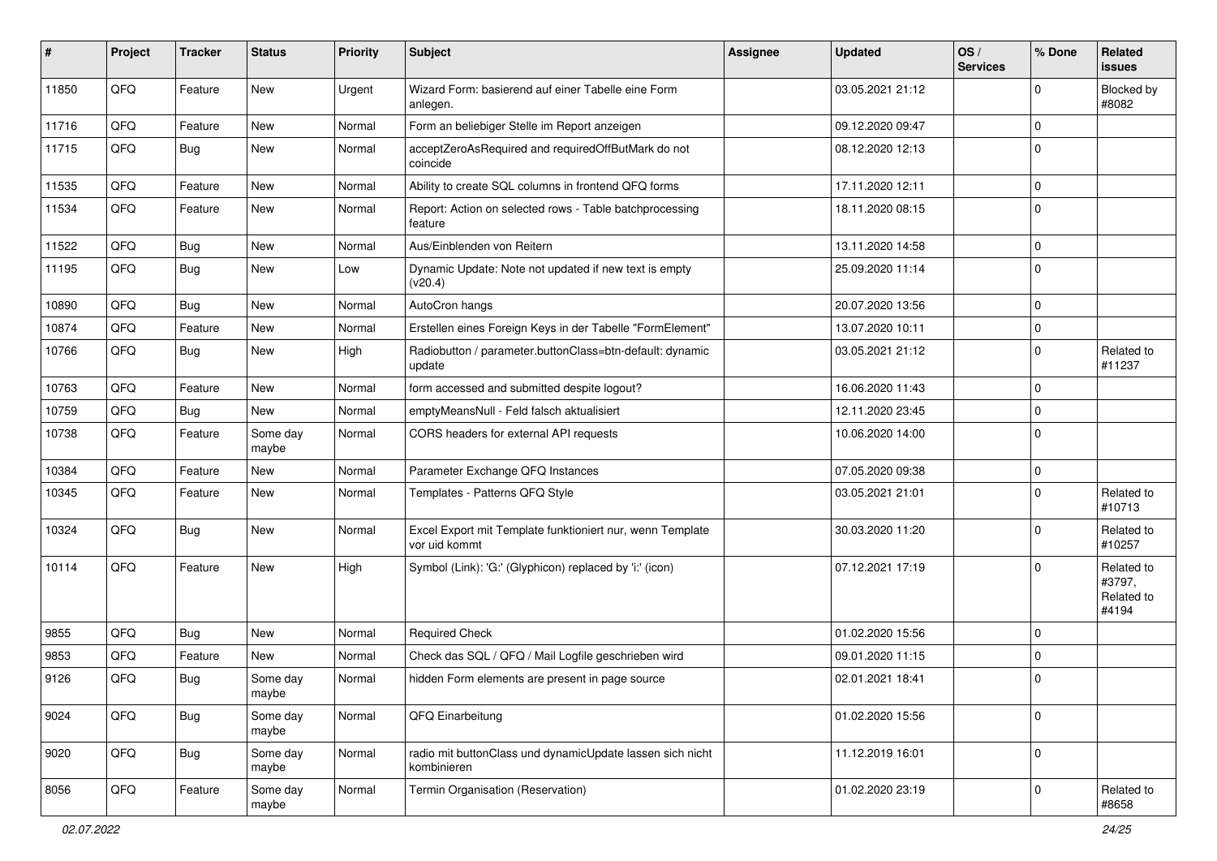| # | Project | Tracker | Status | Priority | Subject | Assignee | Updated | OS / Services | % Done | Related issues |
|---|---|---|---|---|---|---|---|---|---|---|
| 11850 | QFQ | Feature | New | Urgent | Wizard Form: basierend auf einer Tabelle eine Form anlegen. | | 03.05.2021 21:12 | | 0 | Blocked by #8082 |
| 11716 | QFQ | Feature | New | Normal | Form an beliebiger Stelle im Report anzeigen | | 09.12.2020 09:47 | | 0 | |
| 11715 | QFQ | Bug | New | Normal | acceptZeroAsRequired and requiredOffButMark do not coincide | | 08.12.2020 12:13 | | 0 | |
| 11535 | QFQ | Feature | New | Normal | Ability to create SQL columns in frontend QFQ forms | | 17.11.2020 12:11 | | 0 | |
| 11534 | QFQ | Feature | New | Normal | Report: Action on selected rows - Table batchprocessing feature | | 18.11.2020 08:15 | | 0 | |
| 11522 | QFQ | Bug | New | Normal | Aus/Einblenden von Reitern | | 13.11.2020 14:58 | | 0 | |
| 11195 | QFQ | Bug | New | Low | Dynamic Update: Note not updated if new text is empty (v20.4) | | 25.09.2020 11:14 | | 0 | |
| 10890 | QFQ | Bug | New | Normal | AutoCron hangs | | 20.07.2020 13:56 | | 0 | |
| 10874 | QFQ | Feature | New | Normal | Erstellen eines Foreign Keys in der Tabelle "FormElement" | | 13.07.2020 10:11 | | 0 | |
| 10766 | QFQ | Bug | New | High | Radiobutton / parameter.buttonClass=btn-default: dynamic update | | 03.05.2021 21:12 | | 0 | Related to #11237 |
| 10763 | QFQ | Feature | New | Normal | form accessed and submitted despite logout? | | 16.06.2020 11:43 | | 0 | |
| 10759 | QFQ | Bug | New | Normal | emptyMeansNull - Feld falsch aktualisiert | | 12.11.2020 23:45 | | 0 | |
| 10738 | QFQ | Feature | Some day maybe | Normal | CORS headers for external API requests | | 10.06.2020 14:00 | | 0 | |
| 10384 | QFQ | Feature | New | Normal | Parameter Exchange QFQ Instances | | 07.05.2020 09:38 | | 0 | |
| 10345 | QFQ | Feature | New | Normal | Templates - Patterns QFQ Style | | 03.05.2021 21:01 | | 0 | Related to #10713 |
| 10324 | QFQ | Bug | New | Normal | Excel Export mit Template funktioniert nur, wenn Template vor uid kommt | | 30.03.2020 11:20 | | 0 | Related to #10257 |
| 10114 | QFQ | Feature | New | High | Symbol (Link): 'G:' (Glyphicon) replaced by 'i:' (icon) | | 07.12.2021 17:19 | | 0 | Related to #3797, Related to #4194 |
| 9855 | QFQ | Bug | New | Normal | Required Check | | 01.02.2020 15:56 | | 0 | |
| 9853 | QFQ | Feature | New | Normal | Check das SQL / QFQ / Mail Logfile geschrieben wird | | 09.01.2020 11:15 | | 0 | |
| 9126 | QFQ | Bug | Some day maybe | Normal | hidden Form elements are present in page source | | 02.01.2021 18:41 | | 0 | |
| 9024 | QFQ | Bug | Some day maybe | Normal | QFQ Einarbeitung | | 01.02.2020 15:56 | | 0 | |
| 9020 | QFQ | Bug | Some day maybe | Normal | radio mit buttonClass und dynamicUpdate lassen sich nicht kombinieren | | 11.12.2019 16:01 | | 0 | |
| 8056 | QFQ | Feature | Some day maybe | Normal | Termin Organisation (Reservation) | | 01.02.2020 23:19 | | 0 | Related to #8658 |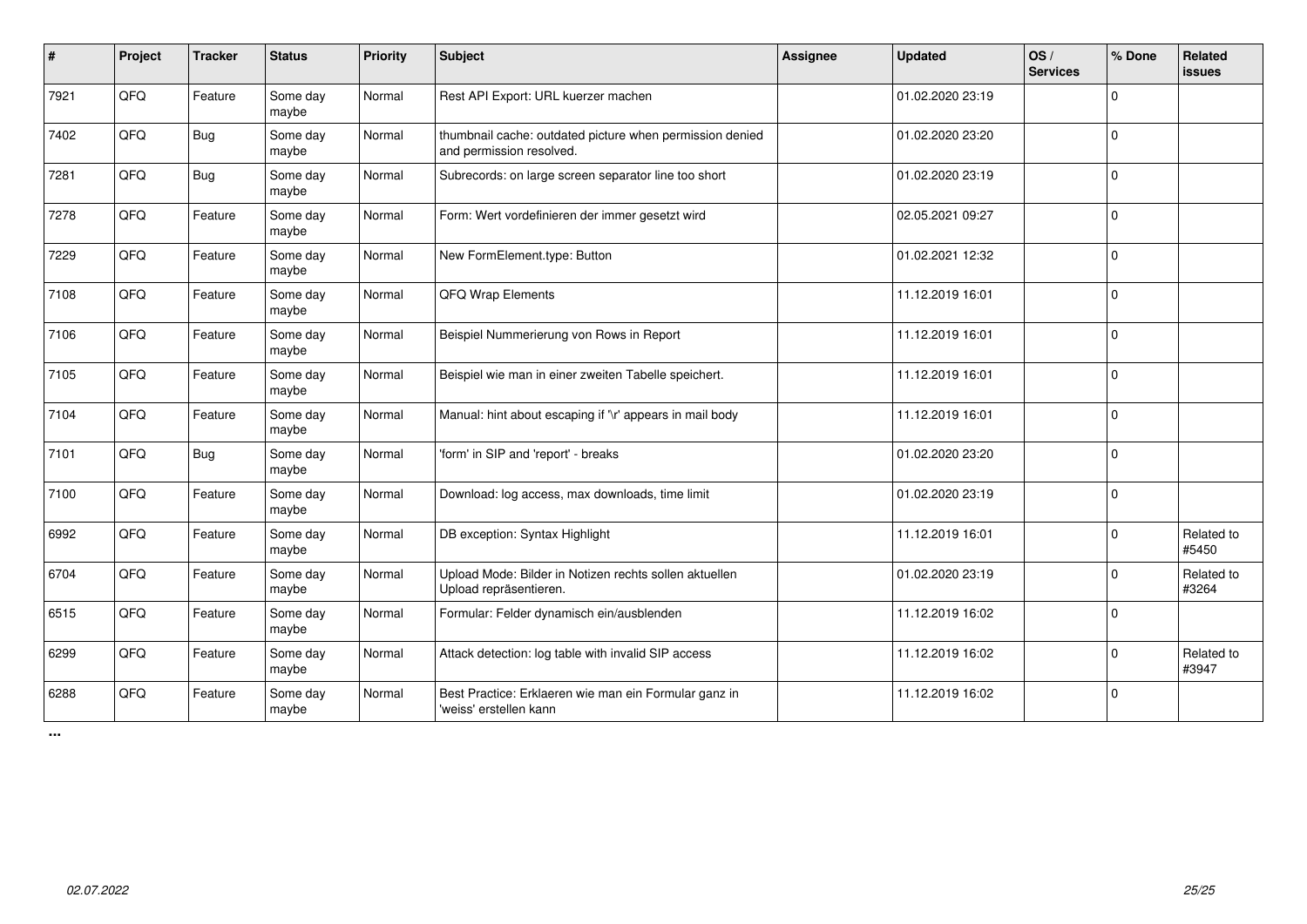| # | Project | Tracker | Status | Priority | Subject | Assignee | Updated | OS / Services | % Done | Related issues |
|---|---|---|---|---|---|---|---|---|---|---|
| 7921 | QFQ | Feature | Some day maybe | Normal | Rest API Export: URL kuerzer machen | | 01.02.2020 23:19 | | 0 | |
| 7402 | QFQ | Bug | Some day maybe | Normal | thumbnail cache: outdated picture when permission denied and permission resolved. | | 01.02.2020 23:20 | | 0 | |
| 7281 | QFQ | Bug | Some day maybe | Normal | Subrecords: on large screen separator line too short | | 01.02.2020 23:19 | | 0 | |
| 7278 | QFQ | Feature | Some day maybe | Normal | Form: Wert vordefinieren der immer gesetzt wird | | 02.05.2021 09:27 | | 0 | |
| 7229 | QFQ | Feature | Some day maybe | Normal | New FormElement.type: Button | | 01.02.2021 12:32 | | 0 | |
| 7108 | QFQ | Feature | Some day maybe | Normal | QFQ Wrap Elements | | 11.12.2019 16:01 | | 0 | |
| 7106 | QFQ | Feature | Some day maybe | Normal | Beispiel Nummerierung von Rows in Report | | 11.12.2019 16:01 | | 0 | |
| 7105 | QFQ | Feature | Some day maybe | Normal | Beispiel wie man in einer zweiten Tabelle speichert. | | 11.12.2019 16:01 | | 0 | |
| 7104 | QFQ | Feature | Some day maybe | Normal | Manual: hint about escaping if '\r' appears in mail body | | 11.12.2019 16:01 | | 0 | |
| 7101 | QFQ | Bug | Some day maybe | Normal | 'form' in SIP and 'report' - breaks | | 01.02.2020 23:20 | | 0 | |
| 7100 | QFQ | Feature | Some day maybe | Normal | Download: log access, max downloads, time limit | | 01.02.2020 23:19 | | 0 | |
| 6992 | QFQ | Feature | Some day maybe | Normal | DB exception: Syntax Highlight | | 11.12.2019 16:01 | | 0 | Related to #5450 |
| 6704 | QFQ | Feature | Some day maybe | Normal | Upload Mode: Bilder in Notizen rechts sollen aktuellen Upload repräsentieren. | | 01.02.2020 23:19 | | 0 | Related to #3264 |
| 6515 | QFQ | Feature | Some day maybe | Normal | Formular: Felder dynamisch ein/ausblenden | | 11.12.2019 16:02 | | 0 | |
| 6299 | QFQ | Feature | Some day maybe | Normal | Attack detection: log table with invalid SIP access | | 11.12.2019 16:02 | | 0 | Related to #3947 |
| 6288 | QFQ | Feature | Some day maybe | Normal | Best Practice: Erklaeren wie man ein Formular ganz in 'weiss' erstellen kann | | 11.12.2019 16:02 | | 0 | |

...